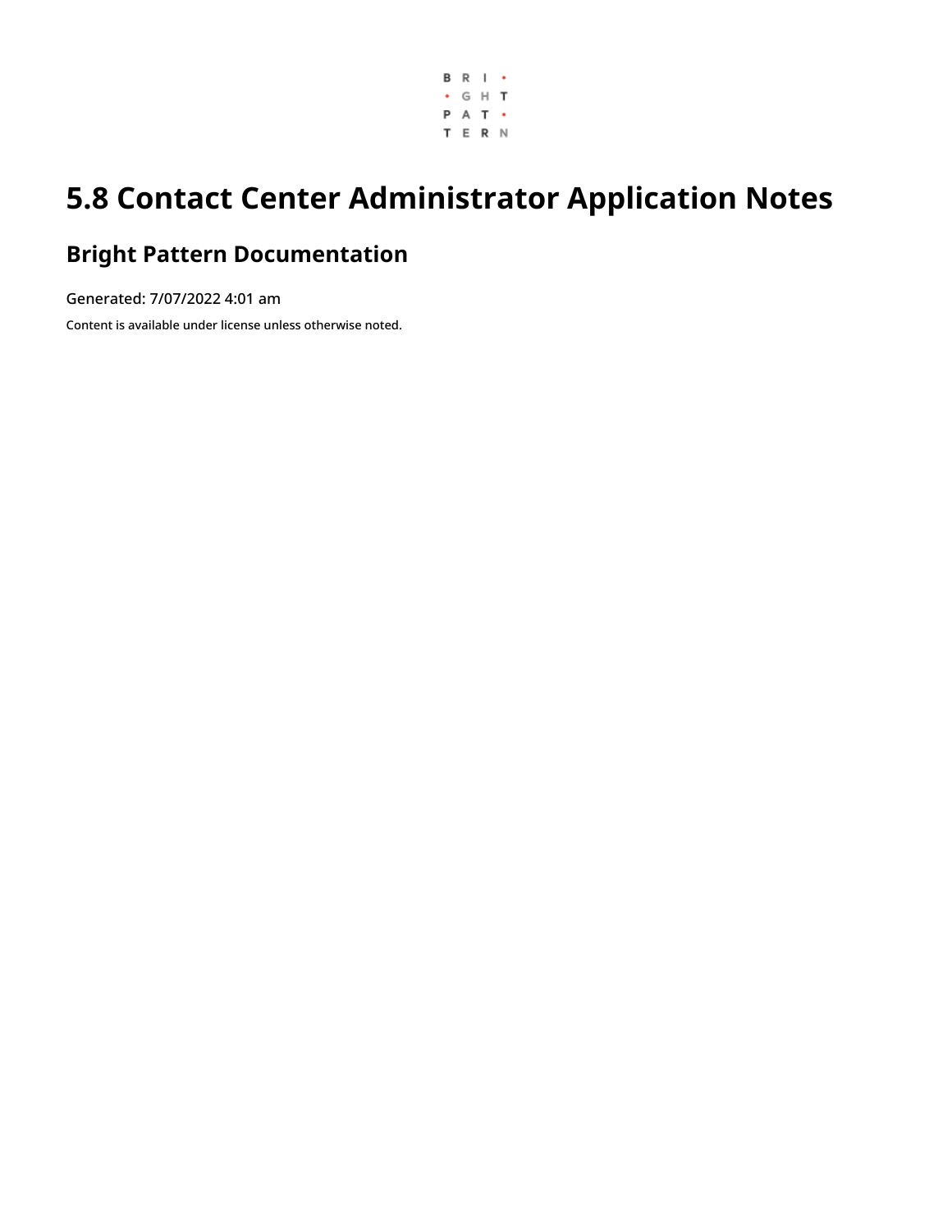# 5.8 Contact Center Administrator Application Notes

## Bright Pattern Documentation

Generated: 7/07/2022 4:01 am

Content is available under license unless otherwise noted.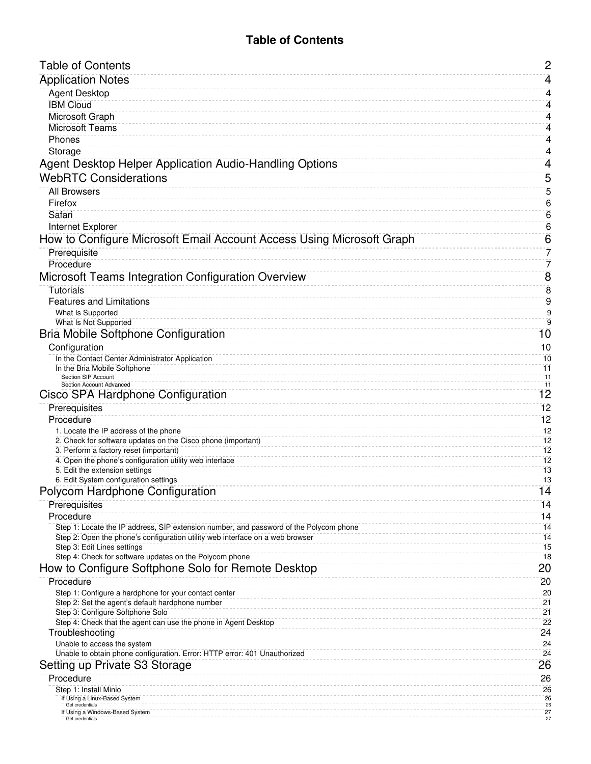# Table of Contents

- Table of Contents — 2
- Application Notes — 4
  - Agent Desktop — 4
  - IBM Cloud — 4
  - Microsoft Graph — 4
  - Microsoft Teams — 4
  - Phones — 4
  - Storage — 4
- Agent Desktop Helper Application Audio-Handling Options — 4
- WebRTC Considerations — 5
  - All Browsers — 5
  - Firefox — 6
  - Safari — 6
  - Internet Explorer — 6
- How to Configure Microsoft Email Account Access Using Microsoft Graph — 6
  - Prerequisite — 7
  - Procedure — 7
- Microsoft Teams Integration Configuration Overview — 8
  - Tutorials — 8
  - Features and Limitations — 9
    - What Is Supported — 9
    - What Is Not Supported — 9
- Bria Mobile Softphone Configuration — 10
  - Configuration — 10
    - In the Contact Center Administrator Application — 10
    - In the Bria Mobile Softphone — 11
      - Section SIP Account — 11
      - Section Account Advanced — 11
- Cisco SPA Hardphone Configuration — 12
  - Prerequisites — 12
  - Procedure — 12
    - 1. Locate the IP address of the phone — 12
    - 2. Check for software updates on the Cisco phone (important) — 12
    - 3. Perform a factory reset (important) — 12
    - 4. Open the phone's configuration utility web interface — 12
    - 5. Edit the extension settings — 13
    - 6. Edit System configuration settings — 13
- Polycom Hardphone Configuration — 14
  - Prerequisites — 14
  - Procedure — 14
    - Step 1: Locate the IP address, SIP extension number, and password of the Polycom phone — 14
    - Step 2: Open the phone's configuration utility web interface on a web browser — 14
    - Step 3: Edit Lines settings — 15
    - Step 4: Check for software updates on the Polycom phone — 18
- How to Configure Softphone Solo for Remote Desktop — 20
  - Procedure — 20
    - Step 1: Configure a hardphone for your contact center — 20
    - Step 2: Set the agent's default hardphone number — 21
    - Step 3: Configure Softphone Solo — 21
    - Step 4: Check that the agent can use the phone in Agent Desktop — 22
  - Troubleshooting — 24
    - Unable to access the system — 24
    - Unable to obtain phone configuration. Error: HTTP error: 401 Unauthorized — 24
- Setting up Private S3 Storage — 26
  - Procedure — 26
    - Step 1: Install Minio — 26
      - If Using a Linux-Based System — 26
        - Get credentials — 26
      - If Using a Windows-Based System — 27
        - Get credentials — 27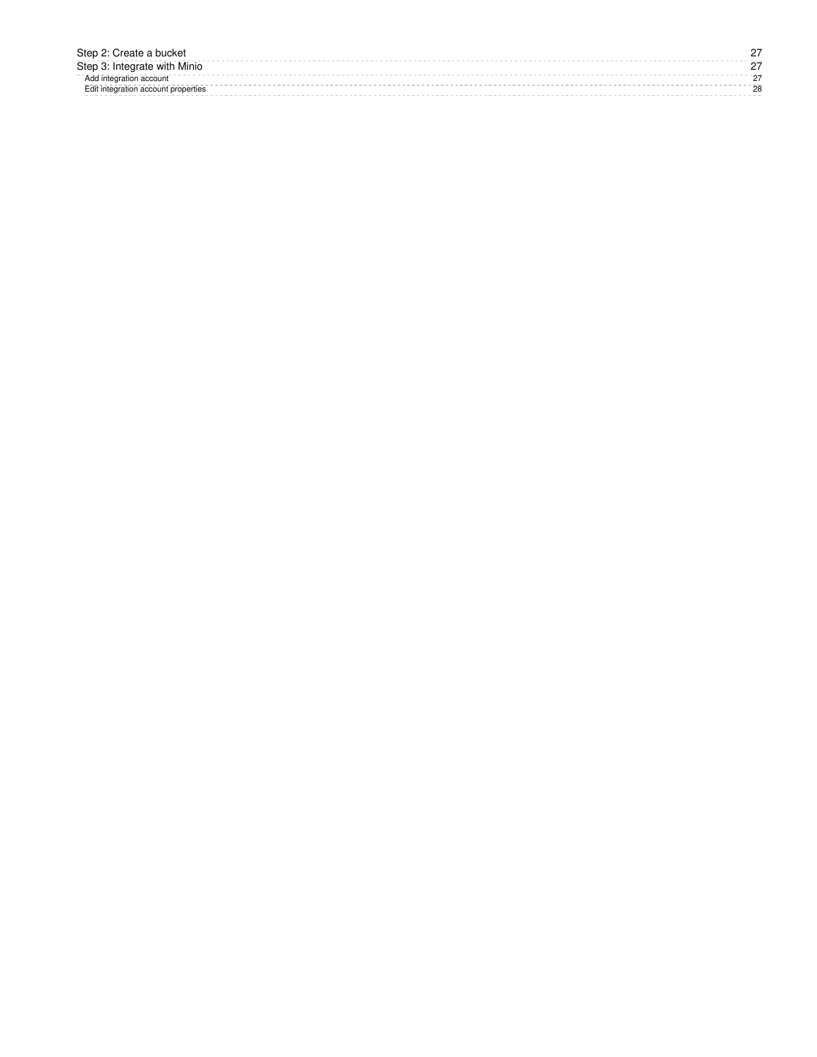- Step 2: Create a bucket 27
- Step 3: Integrate with Minio 27
  - Add integration account 27
  - Edit integration account properties 28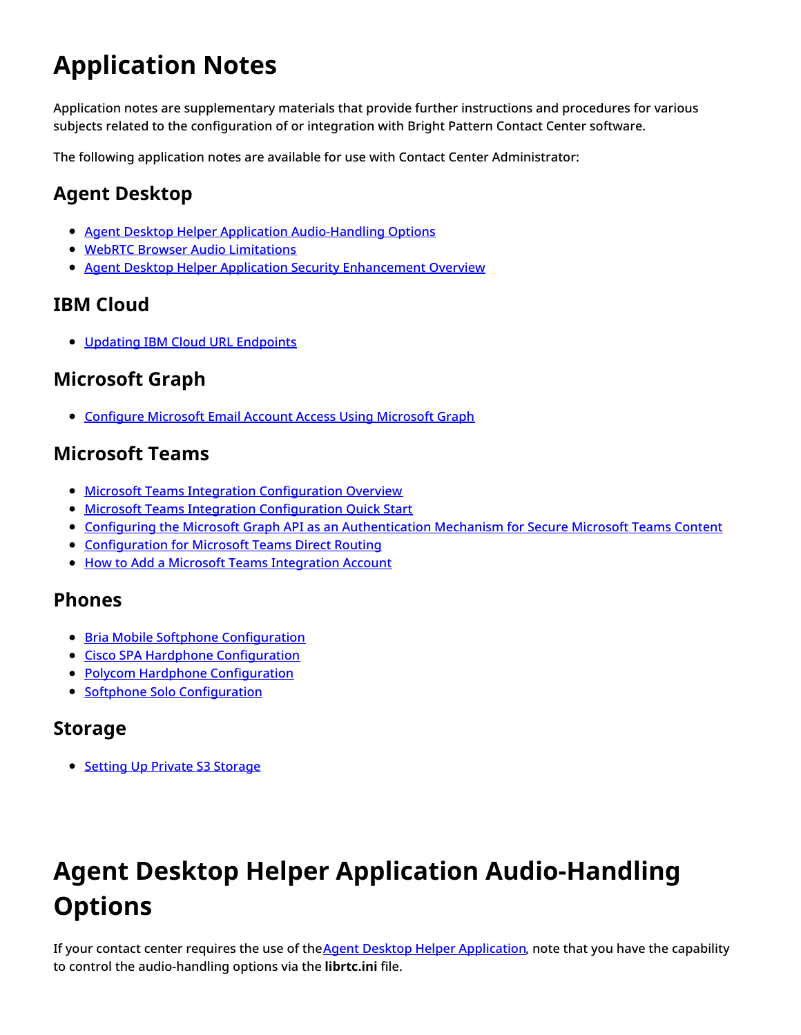# Application Notes

Application notes are supplementary materials that provide further instructions and procedures for various subjects related to the configuration of or integration with Bright Pattern Contact Center software.

The following application notes are available for use with Contact Center Administrator:

## Agent Desktop

- Agent Desktop Helper Application Audio-Handling Options
- WebRTC Browser Audio Limitations
- Agent Desktop Helper Application Security Enhancement Overview

## IBM Cloud

- Updating IBM Cloud URL Endpoints

## Microsoft Graph

- Configure Microsoft Email Account Access Using Microsoft Graph

## Microsoft Teams

- Microsoft Teams Integration Configuration Overview
- Microsoft Teams Integration Configuration Quick Start
- Configuring the Microsoft Graph API as an Authentication Mechanism for Secure Microsoft Teams Content
- Configuration for Microsoft Teams Direct Routing
- How to Add a Microsoft Teams Integration Account

## Phones

- Bria Mobile Softphone Configuration
- Cisco SPA Hardphone Configuration
- Polycom Hardphone Configuration
- Softphone Solo Configuration

## Storage

- Setting Up Private S3 Storage

# Agent Desktop Helper Application Audio-Handling Options

If your contact center requires the use of the Agent Desktop Helper Application, note that you have the capability to control the audio-handling options via the **librtc.ini** file.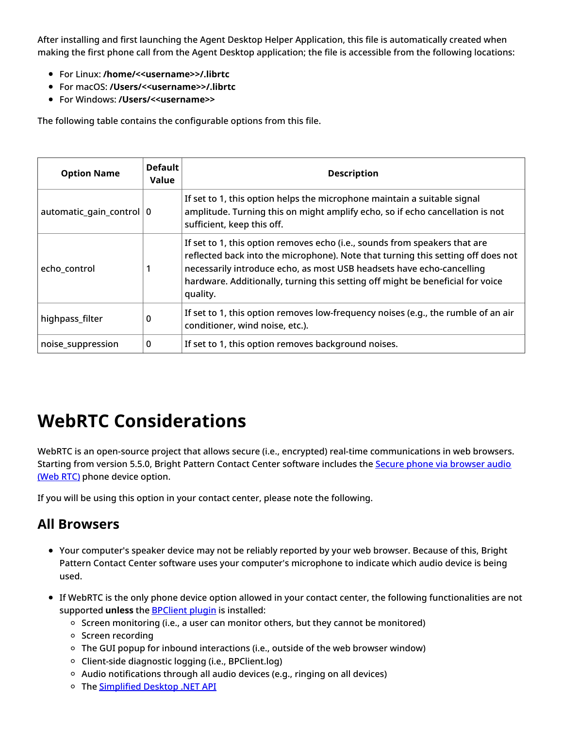After installing and first launching the Agent Desktop Helper Application, this file is automatically created when making the first phone call from the Agent Desktop application; the file is accessible from the following locations:

- For Linux: **/home/<<username>>/.librtc**
- For macOS: **/Users/<<username>>/.librtc**
- For Windows: **/Users/<<username>>**

The following table contains the configurable options from this file.

| Option Name | Default Value | Description |
|---|---|---|
| automatic_gain_control | 0 | If set to 1, this option helps the microphone maintain a suitable signal amplitude. Turning this on might amplify echo, so if echo cancellation is not sufficient, keep this off. |
| echo_control | 1 | If set to 1, this option removes echo (i.e., sounds from speakers that are reflected back into the microphone). Note that turning this setting off does not necessarily introduce echo, as most USB headsets have echo-cancelling hardware. Additionally, turning this setting off might be beneficial for voice quality. |
| highpass_filter | 0 | If set to 1, this option removes low-frequency noises (e.g., the rumble of an air conditioner, wind noise, etc.). |
| noise_suppression | 0 | If set to 1, this option removes background noises. |

# WebRTC Considerations

WebRTC is an open-source project that allows secure (i.e., encrypted) real-time communications in web browsers. Starting from version 5.5.0, Bright Pattern Contact Center software includes the Secure phone via browser audio (Web RTC) phone device option.

If you will be using this option in your contact center, please note the following.

## All Browsers

- Your computer's speaker device may not be reliably reported by your web browser. Because of this, Bright Pattern Contact Center software uses your computer's microphone to indicate which audio device is being used.

- If WebRTC is the only phone device option allowed in your contact center, the following functionalities are not supported **unless** the BPClient plugin is installed:
  - Screen monitoring (i.e., a user can monitor others, but they cannot be monitored)
  - Screen recording
  - The GUI popup for inbound interactions (i.e., outside of the web browser window)
  - Client-side diagnostic logging (i.e., BPClient.log)
  - Audio notifications through all audio devices (e.g., ringing on all devices)
  - The Simplified Desktop .NET API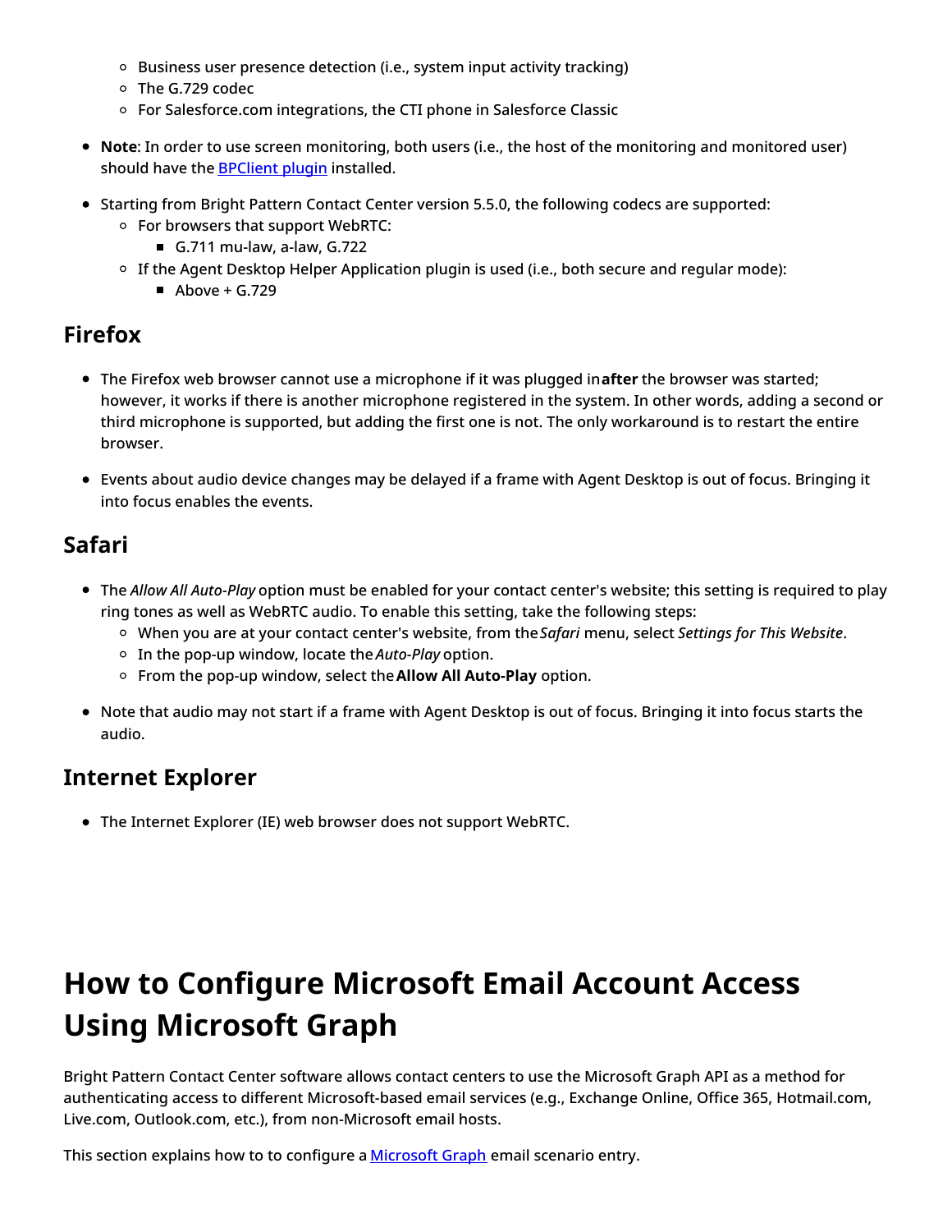- Business user presence detection (i.e., system input activity tracking)
  - The G.729 codec
  - For Salesforce.com integrations, the CTI phone in Salesforce Classic

- **Note**: In order to use screen monitoring, both users (i.e., the host of the monitoring and monitored user) should have the [BPClient plugin](#) installed.

- Starting from Bright Pattern Contact Center version 5.5.0, the following codecs are supported:
  - For browsers that support WebRTC:
    - G.711 mu-law, a-law, G.722
  - If the Agent Desktop Helper Application plugin is used (i.e., both secure and regular mode):
    - Above + G.729

## Firefox

- The Firefox web browser cannot use a microphone if it was plugged in **after** the browser was started; however, it works if there is another microphone registered in the system. In other words, adding a second or third microphone is supported, but adding the first one is not. The only workaround is to restart the entire browser.

- Events about audio device changes may be delayed if a frame with Agent Desktop is out of focus. Bringing it into focus enables the events.

## Safari

- The *Allow All Auto-Play* option must be enabled for your contact center's website; this setting is required to play ring tones as well as WebRTC audio. To enable this setting, take the following steps:
  - When you are at your contact center's website, from the *Safari* menu, select *Settings for This Website*.
  - In the pop-up window, locate the *Auto-Play* option.
  - From the pop-up window, select the **Allow All Auto-Play** option.

- Note that audio may not start if a frame with Agent Desktop is out of focus. Bringing it into focus starts the audio.

## Internet Explorer

- The Internet Explorer (IE) web browser does not support WebRTC.

# How to Configure Microsoft Email Account Access Using Microsoft Graph

Bright Pattern Contact Center software allows contact centers to use the Microsoft Graph API as a method for authenticating access to different Microsoft-based email services (e.g., Exchange Online, Office 365, Hotmail.com, Live.com, Outlook.com, etc.), from non-Microsoft email hosts.

This section explains how to to configure a [Microsoft Graph](#) email scenario entry.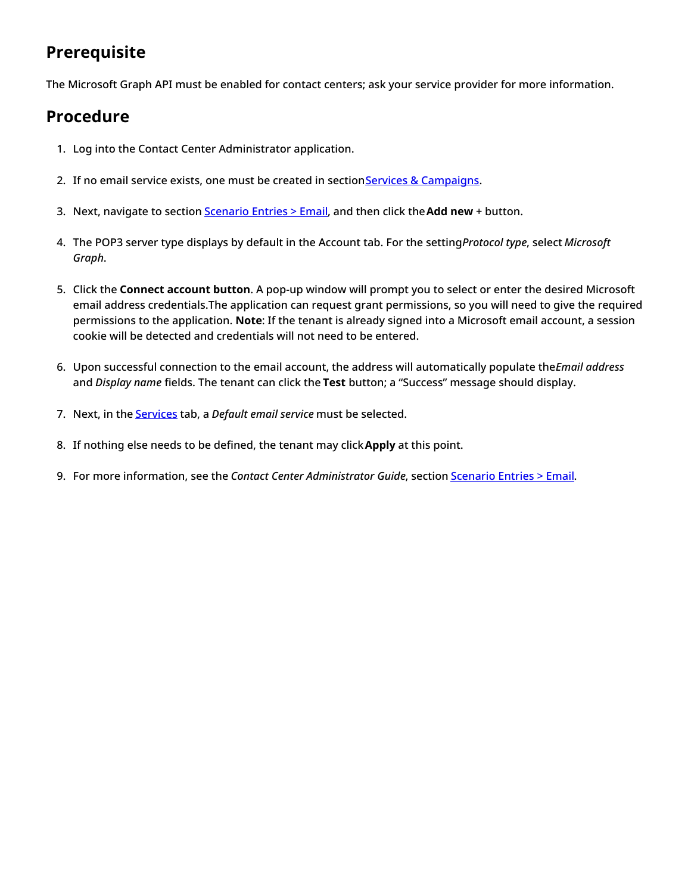## Prerequisite

The Microsoft Graph API must be enabled for contact centers; ask your service provider for more information.

## Procedure

1. Log into the Contact Center Administrator application.
2. If no email service exists, one must be created in section Services & Campaigns.
3. Next, navigate to section Scenario Entries > Email, and then click the **Add new** + button.
4. The POP3 server type displays by default in the Account tab. For the setting *Protocol type*, select *Microsoft Graph*.
5. Click the **Connect account button**. A pop-up window will prompt you to select or enter the desired Microsoft email address credentials.The application can request grant permissions, so you will need to give the required permissions to the application. **Note**: If the tenant is already signed into a Microsoft email account, a session cookie will be detected and credentials will not need to be entered.
6. Upon successful connection to the email account, the address will automatically populate the *Email address* and *Display name* fields. The tenant can click the **Test** button; a "Success" message should display.
7. Next, in the Services tab, a *Default email service* must be selected.
8. If nothing else needs to be defined, the tenant may click **Apply** at this point.
9. For more information, see the *Contact Center Administrator Guide*, section Scenario Entries > Email.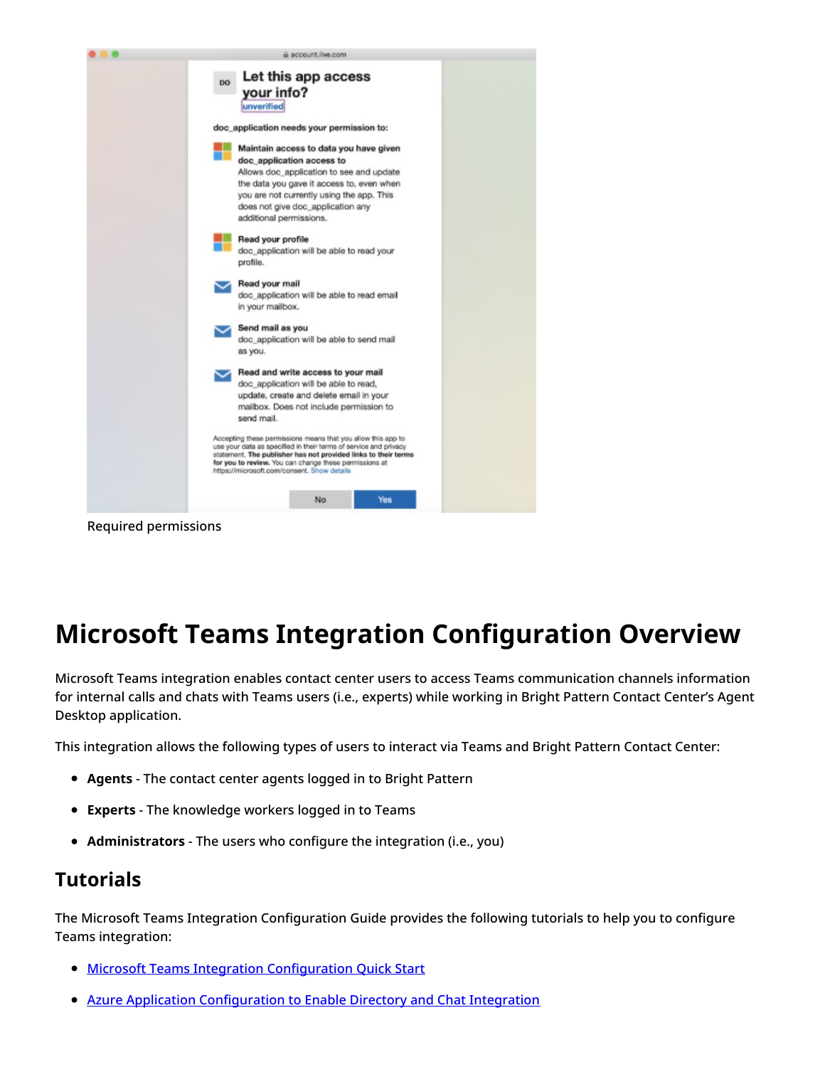Required permissions

# Microsoft Teams Integration Configuration Overview

Microsoft Teams integration enables contact center users to access Teams communication channels information for internal calls and chats with Teams users (i.e., experts) while working in Bright Pattern Contact Center's Agent Desktop application.

This integration allows the following types of users to interact via Teams and Bright Pattern Contact Center:

- **Agents** - The contact center agents logged in to Bright Pattern
- **Experts** - The knowledge workers logged in to Teams
- **Administrators** - The users who configure the integration (i.e., you)

## Tutorials

The Microsoft Teams Integration Configuration Guide provides the following tutorials to help you to configure Teams integration:

- Microsoft Teams Integration Configuration Quick Start
- Azure Application Configuration to Enable Directory and Chat Integration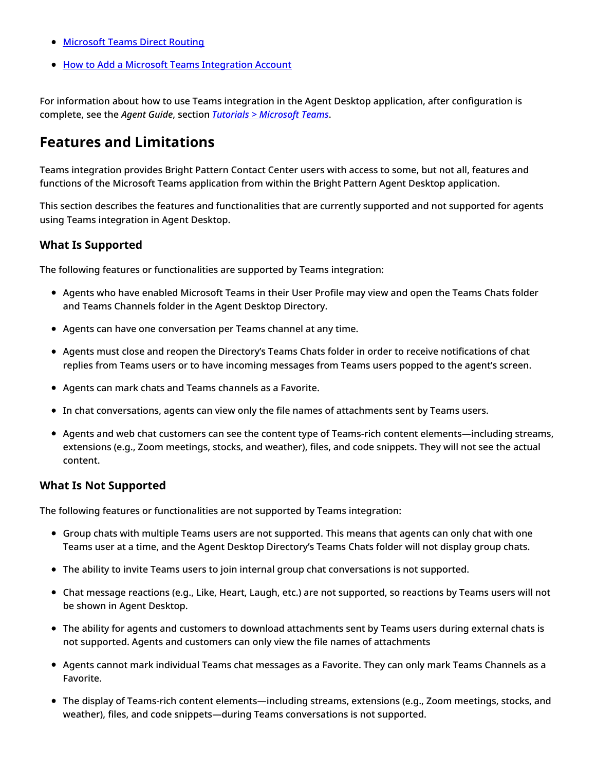- [Microsoft Teams Direct Routing]()
- [How to Add a Microsoft Teams Integration Account]()

For information about how to use Teams integration in the Agent Desktop application, after configuration is complete, see the *Agent Guide*, section [*Tutorials > Microsoft Teams*]().

## Features and Limitations

Teams integration provides Bright Pattern Contact Center users with access to some, but not all, features and functions of the Microsoft Teams application from within the Bright Pattern Agent Desktop application.

This section describes the features and functionalities that are currently supported and not supported for agents using Teams integration in Agent Desktop.

### What Is Supported

The following features or functionalities are supported by Teams integration:

- Agents who have enabled Microsoft Teams in their User Profile may view and open the Teams Chats folder and Teams Channels folder in the Agent Desktop Directory.
- Agents can have one conversation per Teams channel at any time.
- Agents must close and reopen the Directory's Teams Chats folder in order to receive notifications of chat replies from Teams users or to have incoming messages from Teams users popped to the agent's screen.
- Agents can mark chats and Teams channels as a Favorite.
- In chat conversations, agents can view only the file names of attachments sent by Teams users.
- Agents and web chat customers can see the content type of Teams-rich content elements—including streams, extensions (e.g., Zoom meetings, stocks, and weather), files, and code snippets. They will not see the actual content.

### What Is Not Supported

The following features or functionalities are not supported by Teams integration:

- Group chats with multiple Teams users are not supported. This means that agents can only chat with one Teams user at a time, and the Agent Desktop Directory's Teams Chats folder will not display group chats.
- The ability to invite Teams users to join internal group chat conversations is not supported.
- Chat message reactions (e.g., Like, Heart, Laugh, etc.) are not supported, so reactions by Teams users will not be shown in Agent Desktop.
- The ability for agents and customers to download attachments sent by Teams users during external chats is not supported. Agents and customers can only view the file names of attachments
- Agents cannot mark individual Teams chat messages as a Favorite. They can only mark Teams Channels as a Favorite.
- The display of Teams-rich content elements—including streams, extensions (e.g., Zoom meetings, stocks, and weather), files, and code snippets—during Teams conversations is not supported.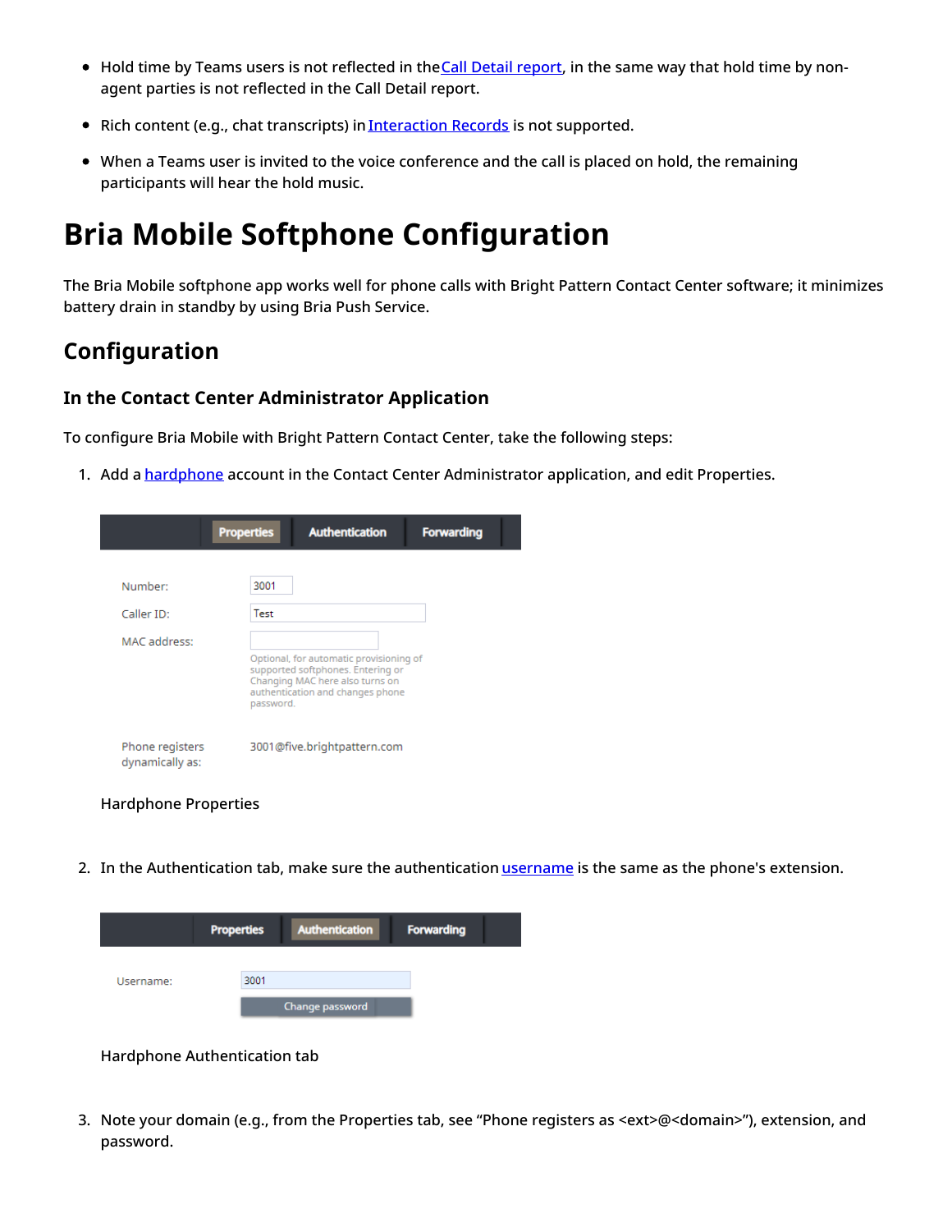- Hold time by Teams users is not reflected in the Call Detail report, in the same way that hold time by non-agent parties is not reflected in the Call Detail report.
- Rich content (e.g., chat transcripts) in Interaction Records is not supported.
- When a Teams user is invited to the voice conference and the call is placed on hold, the remaining participants will hear the hold music.

# Bria Mobile Softphone Configuration

The Bria Mobile softphone app works well for phone calls with Bright Pattern Contact Center software; it minimizes battery drain in standby by using Bria Push Service.

## Configuration

### In the Contact Center Administrator Application

To configure Bria Mobile with Bright Pattern Contact Center, take the following steps:

1. Add a hardphone account in the Contact Center Administrator application, and edit Properties.

   Properties | Authentication | Forwarding

   Number: 3001
   Caller ID: Test
   MAC address:
   Optional, for automatic provisioning of supported softphones. Entering or Changing MAC here also turns on authentication and changes phone password.
   Phone registers dynamically as: 3001@five.brightpattern.com

   Hardphone Properties

2. In the Authentication tab, make sure the authentication username is the same as the phone's extension.

   Properties | Authentication | Forwarding

   Username: 3001
   Change password

   Hardphone Authentication tab

3. Note your domain (e.g., from the Properties tab, see “Phone registers as <ext>@<domain>”), extension, and password.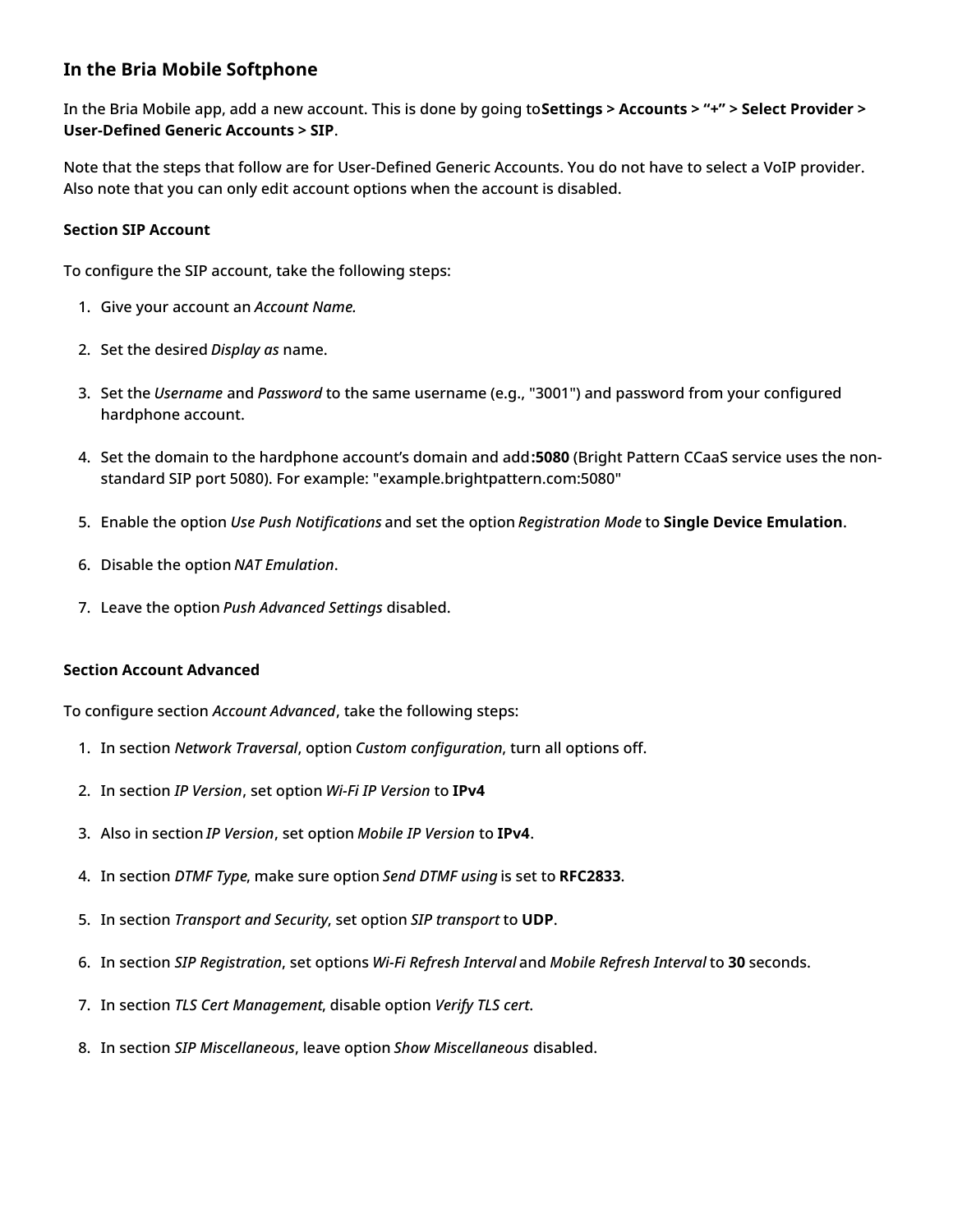### In the Bria Mobile Softphone

In the Bria Mobile app, add a new account. This is done by going to **Settings > Accounts > "+" > Select Provider > User-Defined Generic Accounts > SIP**.

Note that the steps that follow are for User-Defined Generic Accounts. You do not have to select a VoIP provider. Also note that you can only edit account options when the account is disabled.

#### Section SIP Account

To configure the SIP account, take the following steps:

1. Give your account an *Account Name.*
2. Set the desired *Display as* name.
3. Set the *Username* and *Password* to the same username (e.g., "3001") and password from your configured hardphone account.
4. Set the domain to the hardphone account's domain and add **:5080** (Bright Pattern CCaaS service uses the non-standard SIP port 5080). For example: "example.brightpattern.com:5080"
5. Enable the option *Use Push Notifications* and set the option *Registration Mode* to **Single Device Emulation**.
6. Disable the option *NAT Emulation*.
7. Leave the option *Push Advanced Settings* disabled.

#### Section Account Advanced

To configure section *Account Advanced*, take the following steps:

1. In section *Network Traversal*, option *Custom configuration*, turn all options off.
2. In section *IP Version*, set option *Wi-Fi IP Version* to **IPv4**
3. Also in section *IP Version*, set option *Mobile IP Version* to **IPv4**.
4. In section *DTMF Type*, make sure option *Send DTMF using* is set to **RFC2833**.
5. In section *Transport and Security*, set option *SIP transport* to **UDP**.
6. In section *SIP Registration*, set options *Wi-Fi Refresh Interval* and *Mobile Refresh Interval* to **30** seconds.
7. In section *TLS Cert Management*, disable option *Verify TLS cert.*
8. In section *SIP Miscellaneous*, leave option *Show Miscellaneous* disabled.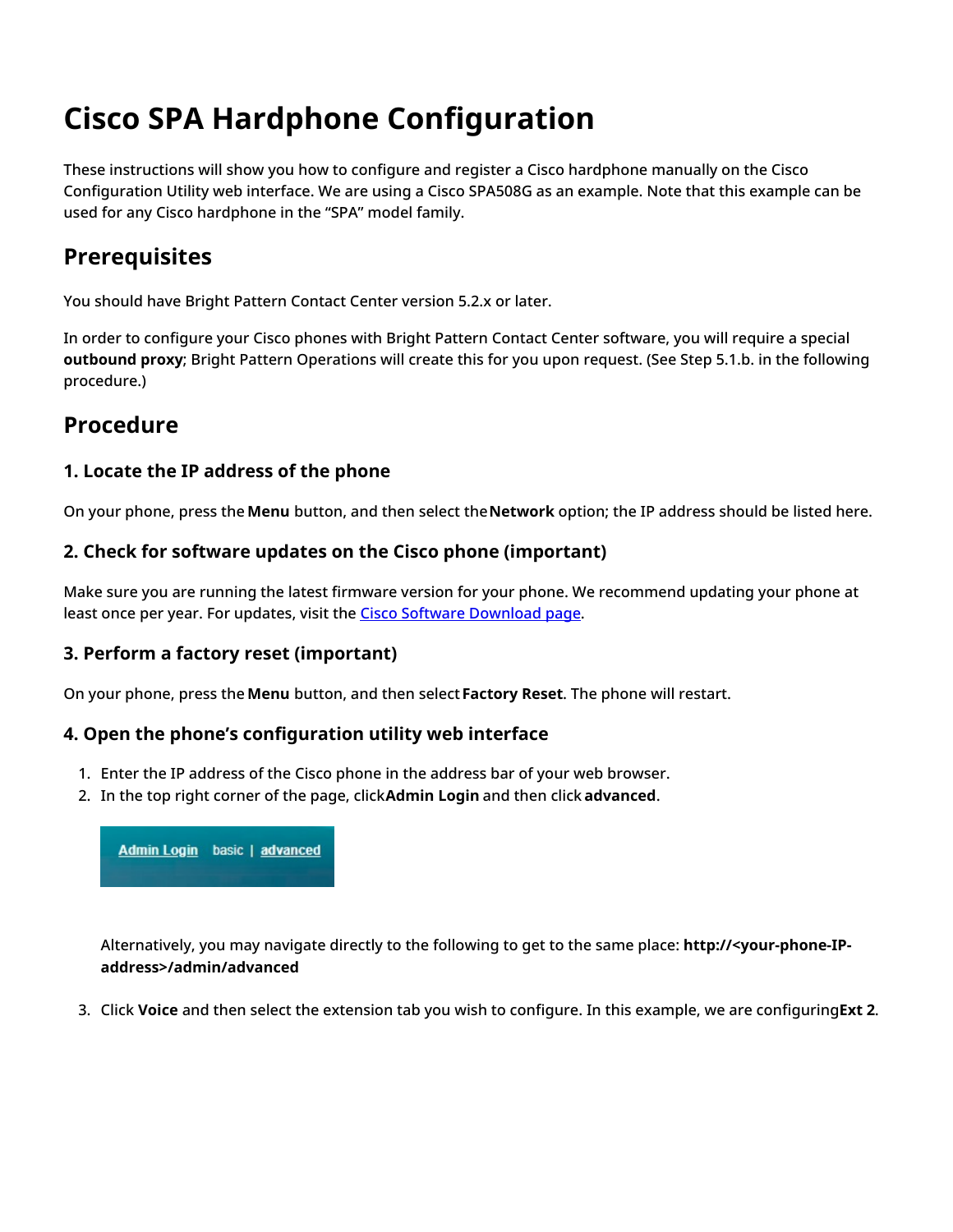# Cisco SPA Hardphone Configuration

These instructions will show you how to configure and register a Cisco hardphone manually on the Cisco Configuration Utility web interface. We are using a Cisco SPA508G as an example. Note that this example can be used for any Cisco hardphone in the "SPA" model family.

## Prerequisites

You should have Bright Pattern Contact Center version 5.2.x or later.

In order to configure your Cisco phones with Bright Pattern Contact Center software, you will require a special **outbound proxy**; Bright Pattern Operations will create this for you upon request. (See Step 5.1.b. in the following procedure.)

## Procedure

### 1. Locate the IP address of the phone

On your phone, press the **Menu** button, and then select the **Network** option; the IP address should be listed here.

### 2. Check for software updates on the Cisco phone (important)

Make sure you are running the latest firmware version for your phone. We recommend updating your phone at least once per year. For updates, visit the [Cisco Software Download page](#).

### 3. Perform a factory reset (important)

On your phone, press the **Menu** button, and then select **Factory Reset**. The phone will restart.

### 4. Open the phone's configuration utility web interface

1. Enter the IP address of the Cisco phone in the address bar of your web browser.
2. In the top right corner of the page, click **Admin Login** and then click **advanced**.

   Admin Login basic | advanced

   Alternatively, you may navigate directly to the following to get to the same place: **http://<your-phone-IP-address>/admin/advanced**

3. Click **Voice** and then select the extension tab you wish to configure. In this example, we are configuring **Ext 2**.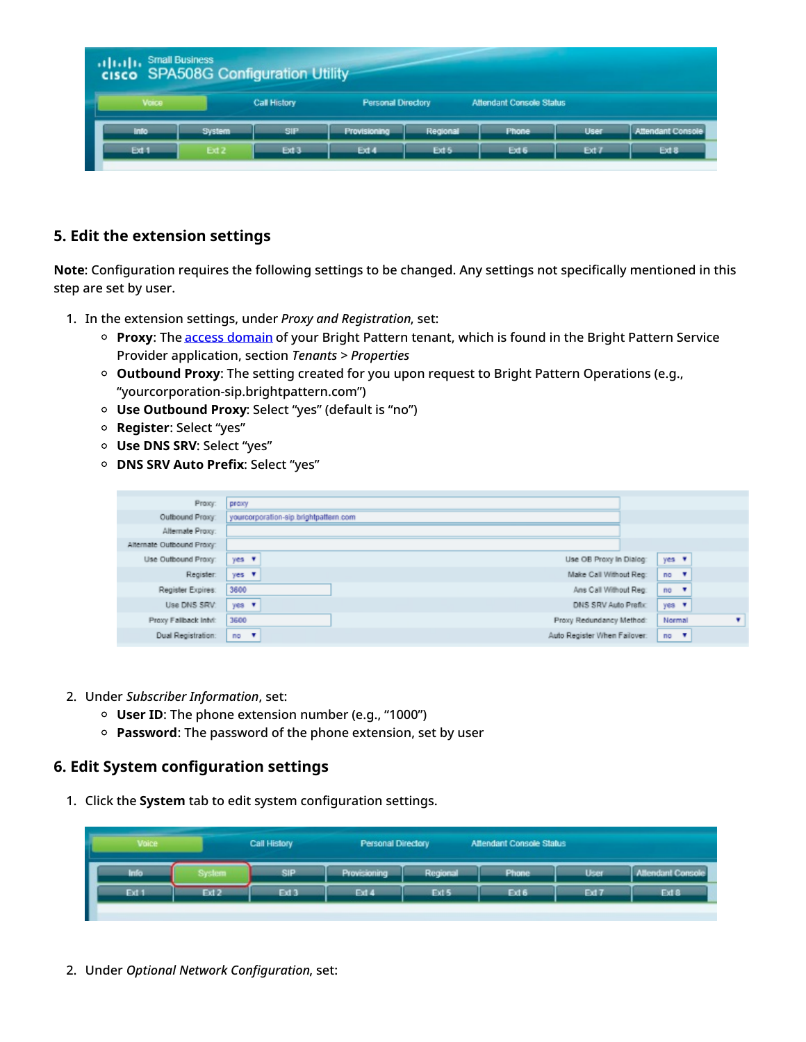## 5. Edit the extension settings

**Note**: Configuration requires the following settings to be changed. Any settings not specifically mentioned in this step are set by user.

1. In the extension settings, under *Proxy and Registration*, set:
   - **Proxy**: The access domain of your Bright Pattern tenant, which is found in the Bright Pattern Service Provider application, section *Tenants* > *Properties*
   - **Outbound Proxy**: The setting created for you upon request to Bright Pattern Operations (e.g., “yourcorporation-sip.brightpattern.com”)
   - **Use Outbound Proxy**: Select “yes” (default is “no”)
   - **Register**: Select “yes”
   - **Use DNS SRV**: Select “yes”
   - **DNS SRV Auto Prefix**: Select “yes”

2. Under *Subscriber Information*, set:
   - **User ID**: The phone extension number (e.g., “1000”)
   - **Password**: The password of the phone extension, set by user

## 6. Edit System configuration settings

1. Click the **System** tab to edit system configuration settings.

2. Under *Optional Network Configuration*, set: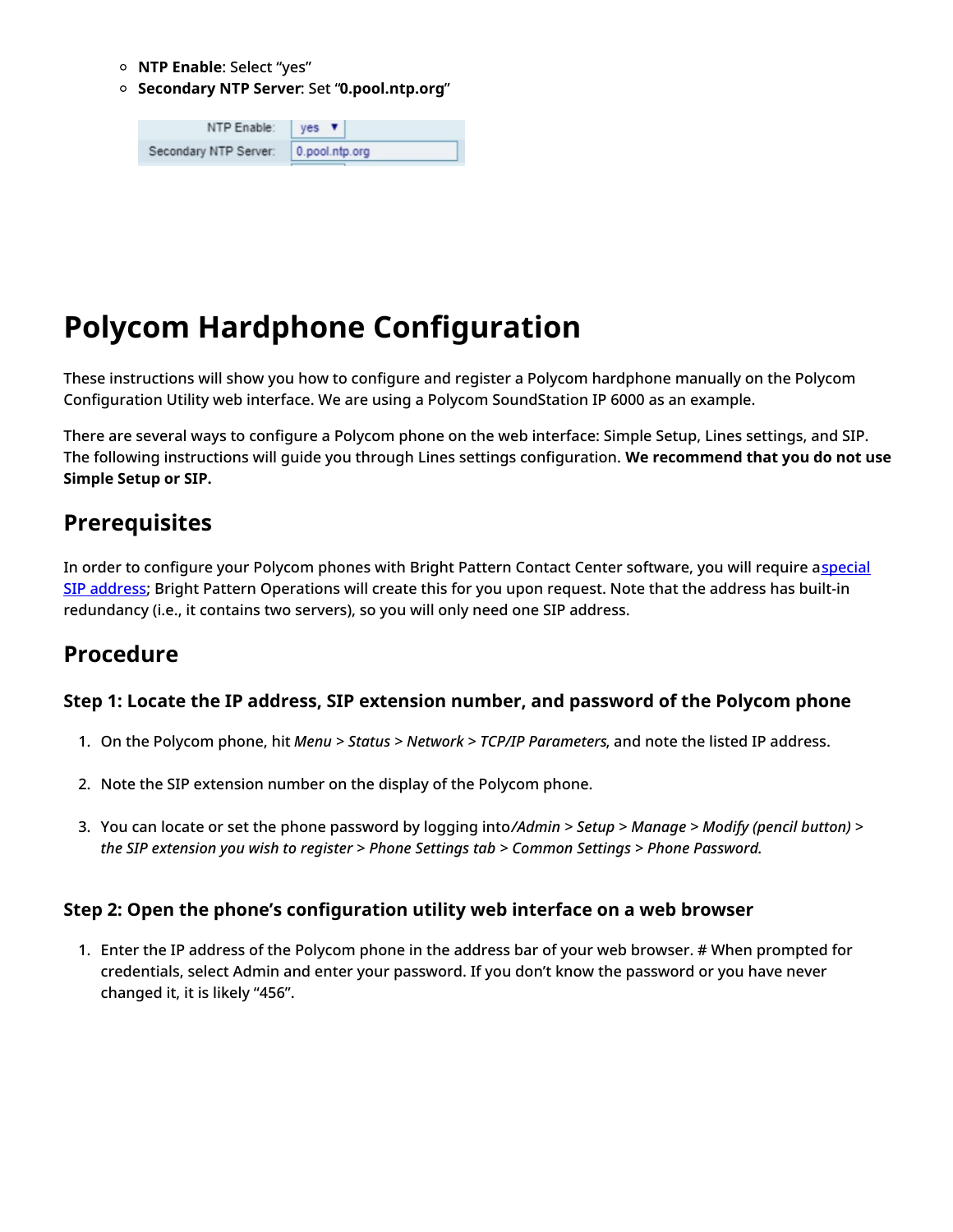- **NTP Enable**: Select “yes”
- **Secondary NTP Server**: Set “**0.pool.ntp.org**”

# Polycom Hardphone Configuration

These instructions will show you how to configure and register a Polycom hardphone manually on the Polycom Configuration Utility web interface. We are using a Polycom SoundStation IP 6000 as an example.

There are several ways to configure a Polycom phone on the web interface: Simple Setup, Lines settings, and SIP. The following instructions will guide you through Lines settings configuration. **We recommend that you do not use Simple Setup or SIP.**

## Prerequisites

In order to configure your Polycom phones with Bright Pattern Contact Center software, you will require a special SIP address; Bright Pattern Operations will create this for you upon request. Note that the address has built-in redundancy (i.e., it contains two servers), so you will only need one SIP address.

## Procedure

### Step 1: Locate the IP address, SIP extension number, and password of the Polycom phone

1. On the Polycom phone, hit *Menu* > *Status* > *Network* > *TCP/IP Parameters*, and note the listed IP address.
2. Note the SIP extension number on the display of the Polycom phone.
3. You can locate or set the phone password by logging into */Admin* > *Setup* > *Manage* > *Modify (pencil button)* > *the SIP extension you wish to register* > *Phone Settings tab* > *Common Settings* > *Phone Password.*

### Step 2: Open the phone’s configuration utility web interface on a web browser

1. Enter the IP address of the Polycom phone in the address bar of your web browser. # When prompted for credentials, select Admin and enter your password. If you don’t know the password or you have never changed it, it is likely “456”.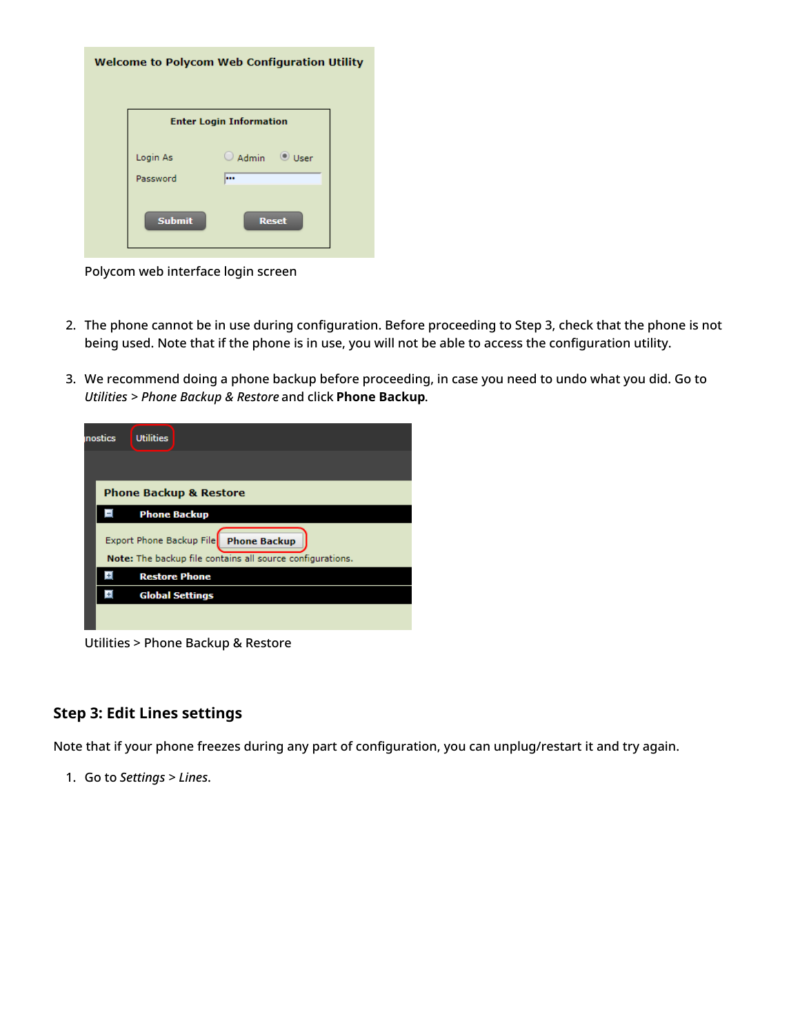Polycom web interface login screen

2. The phone cannot be in use during configuration. Before proceeding to Step 3, check that the phone is not being used. Note that if the phone is in use, you will not be able to access the configuration utility.

3. We recommend doing a phone backup before proceeding, in case you need to undo what you did. Go to *Utilities > Phone Backup & Restore* and click **Phone Backup**.

Utilities > Phone Backup & Restore

## Step 3: Edit Lines settings

Note that if your phone freezes during any part of configuration, you can unplug/restart it and try again.

1. Go to *Settings > Lines*.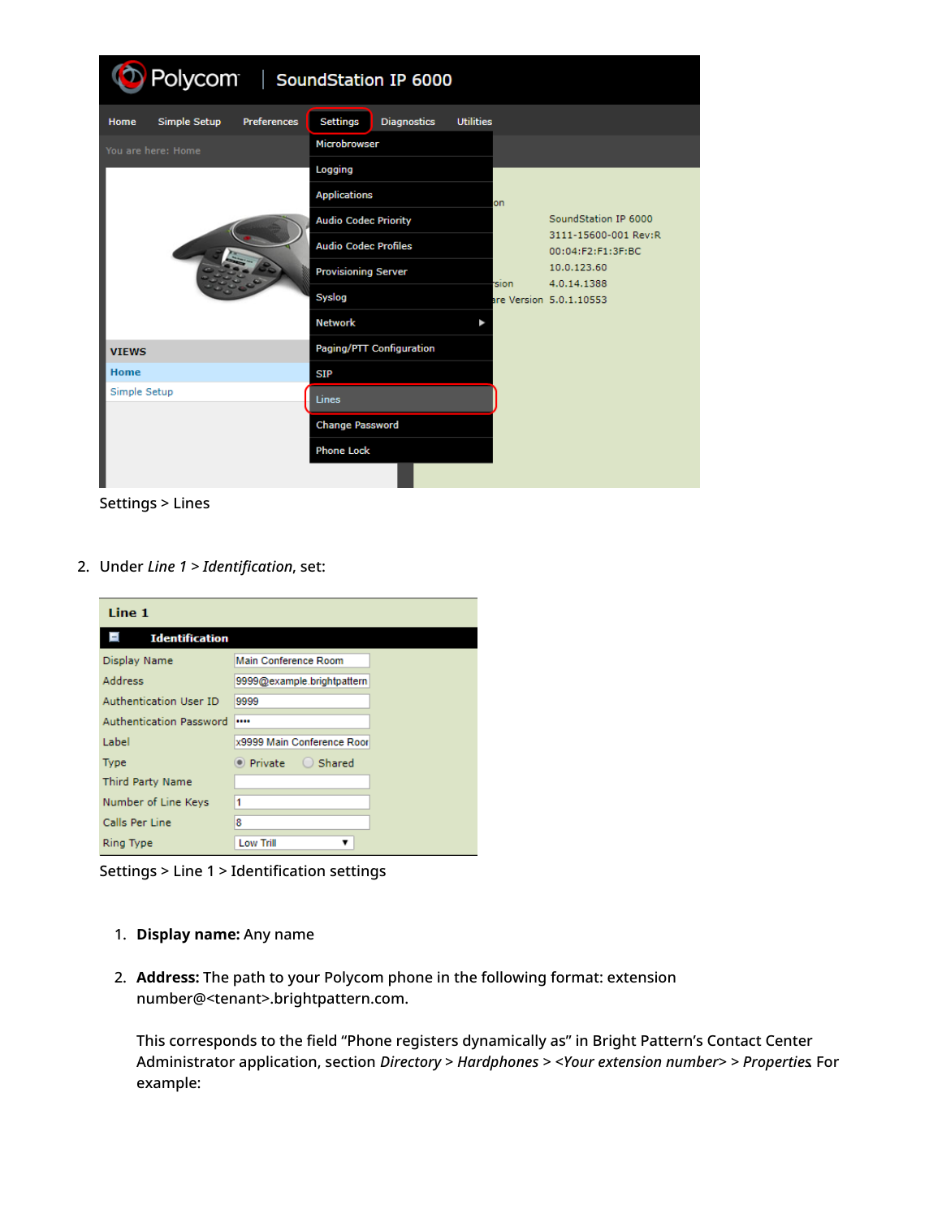Settings > Lines

2. Under *Line 1 > Identification*, set:

Settings > Line 1 > Identification settings

1. **Display name:** Any name

2. **Address:** The path to your Polycom phone in the following format: extension number@<tenant>.brightpattern.com.

   This corresponds to the field “Phone registers dynamically as” in Bright Pattern’s Contact Center Administrator application, section *Directory > Hardphones > <Your extension number> > Properties*. For example: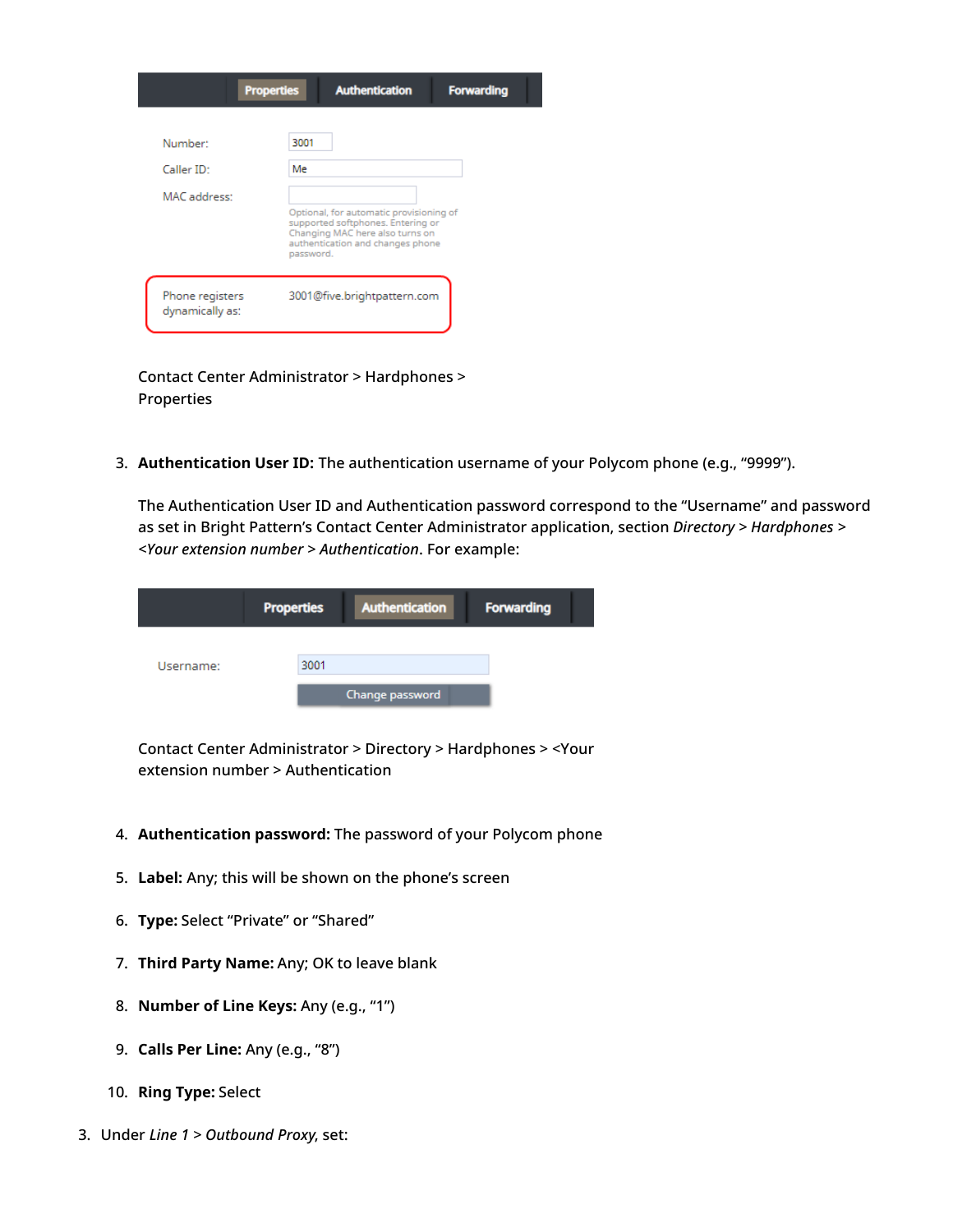Contact Center Administrator > Hardphones > Properties

3. **Authentication User ID:** The authentication username of your Polycom phone (e.g., “9999”).

   The Authentication User ID and Authentication password correspond to the “Username” and password as set in Bright Pattern’s Contact Center Administrator application, section *Directory* > *Hardphones* > *<Your extension number* > *Authentication*. For example:

   Contact Center Administrator > Directory > Hardphones > <Your extension number > Authentication

4. **Authentication password:** The password of your Polycom phone

5. **Label:** Any; this will be shown on the phone’s screen

6. **Type:** Select “Private” or “Shared”

7. **Third Party Name:** Any; OK to leave blank

8. **Number of Line Keys:** Any (e.g., “1”)

9. **Calls Per Line:** Any (e.g., “8”)

10. **Ring Type:** Select

3. Under *Line 1* > *Outbound Proxy*, set: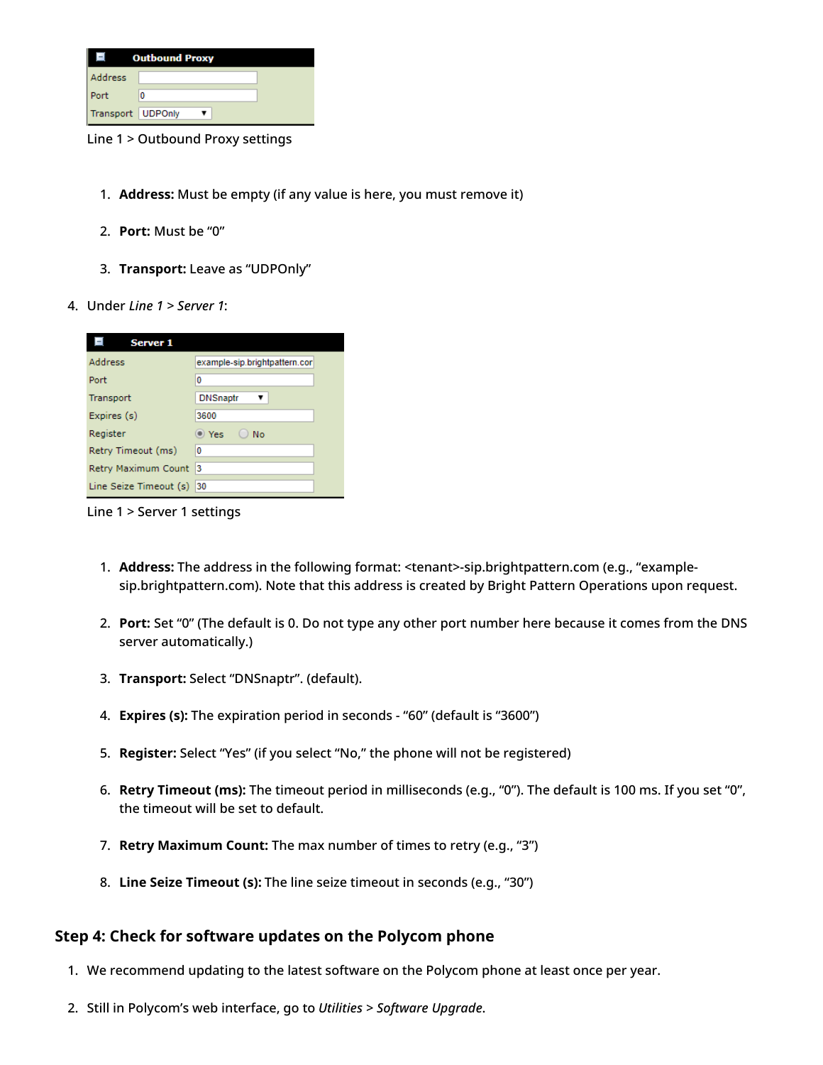Line 1 > Outbound Proxy settings

1. **Address:** Must be empty (if any value is here, you must remove it)
2. **Port:** Must be “0”
3. **Transport:** Leave as “UDPOnly”

4. Under *Line 1* > *Server 1*:

Line 1 > Server 1 settings

1. **Address:** The address in the following format: <tenant>-sip.brightpattern.com (e.g., “example-sip.brightpattern.com). Note that this address is created by Bright Pattern Operations upon request.
2. **Port:** Set “0” (The default is 0. Do not type any other port number here because it comes from the DNS server automatically.)
3. **Transport:** Select “DNSnaptr”. (default).
4. **Expires (s):** The expiration period in seconds - “60” (default is “3600”)
5. **Register:** Select “Yes” (if you select “No,” the phone will not be registered)
6. **Retry Timeout (ms):** The timeout period in milliseconds (e.g., “0”). The default is 100 ms. If you set “0”, the timeout will be set to default.
7. **Retry Maximum Count:** The max number of times to retry (e.g., “3”)
8. **Line Seize Timeout (s):** The line seize timeout in seconds (e.g., “30”)

## Step 4: Check for software updates on the Polycom phone

1. We recommend updating to the latest software on the Polycom phone at least once per year.
2. Still in Polycom’s web interface, go to *Utilities* > *Software Upgrade*.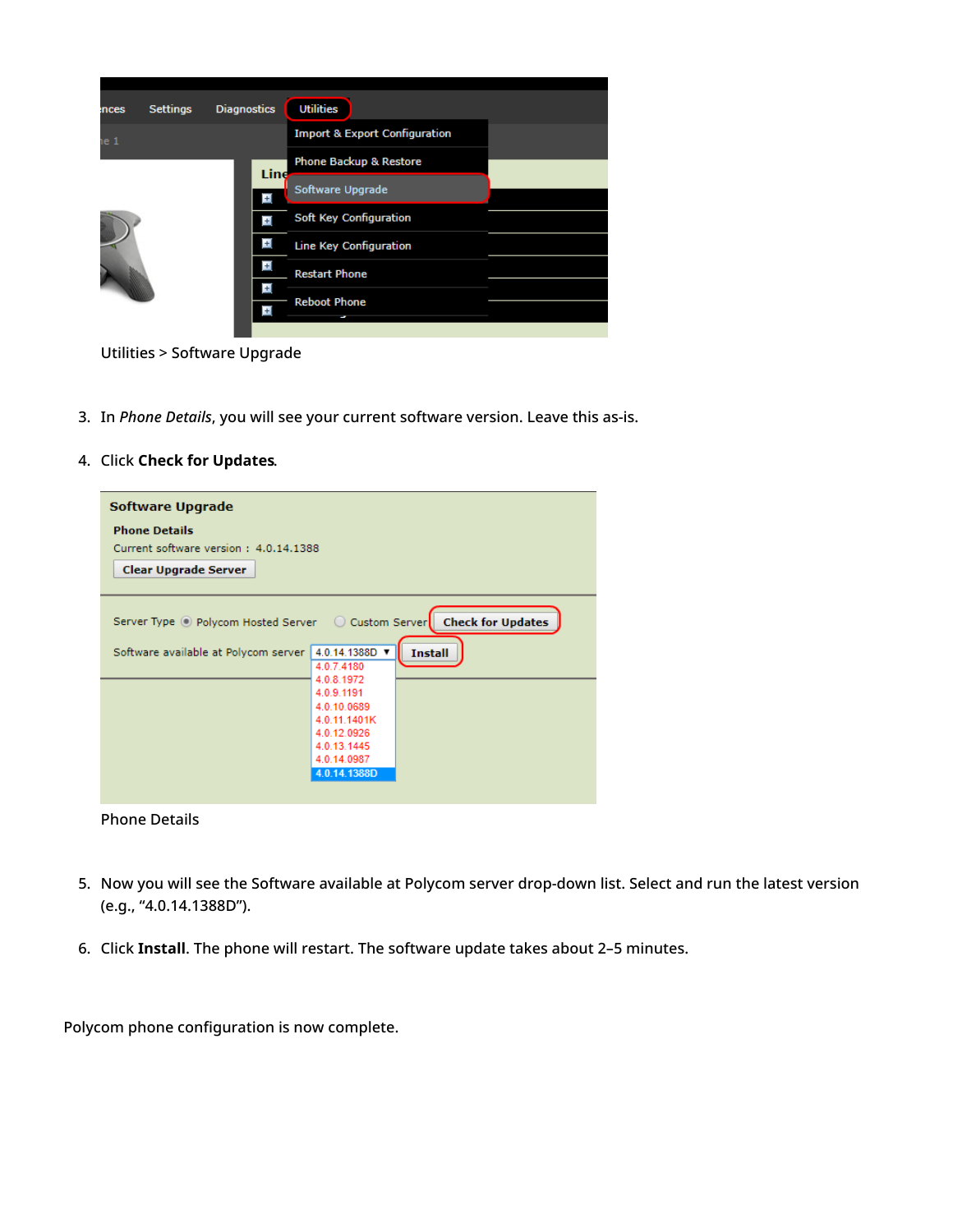Utilities > Software Upgrade

3. In *Phone Details*, you will see your current software version. Leave this as-is.

4. Click **Check for Updates**.

Phone Details

5. Now you will see the Software available at Polycom server drop-down list. Select and run the latest version (e.g., “4.0.14.1388D”).

6. Click **Install**. The phone will restart. The software update takes about 2–5 minutes.

Polycom phone configuration is now complete.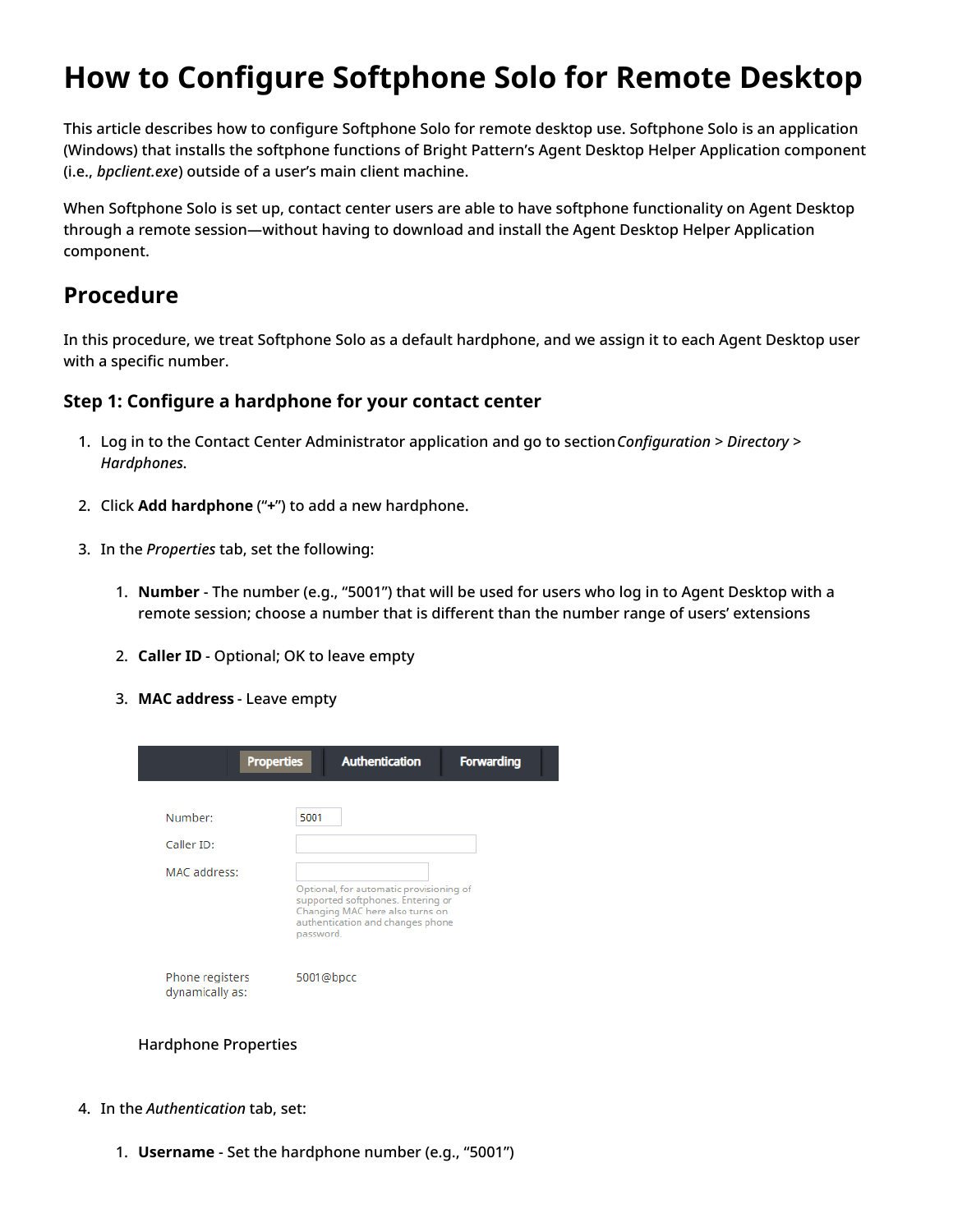# How to Configure Softphone Solo for Remote Desktop

This article describes how to configure Softphone Solo for remote desktop use. Softphone Solo is an application (Windows) that installs the softphone functions of Bright Pattern's Agent Desktop Helper Application component (i.e., *bpclient.exe*) outside of a user's main client machine.

When Softphone Solo is set up, contact center users are able to have softphone functionality on Agent Desktop through a remote session—without having to download and install the Agent Desktop Helper Application component.

## Procedure

In this procedure, we treat Softphone Solo as a default hardphone, and we assign it to each Agent Desktop user with a specific number.

### Step 1: Configure a hardphone for your contact center

1. Log in to the Contact Center Administrator application and go to section *Configuration* > *Directory* > *Hardphones*.
2. Click **Add hardphone** ("**+**") to add a new hardphone.
3. In the *Properties* tab, set the following:
   1. **Number** - The number (e.g., "5001") that will be used for users who log in to Agent Desktop with a remote session; choose a number that is different than the number range of users' extensions
   2. **Caller ID** - Optional; OK to leave empty
   3. **MAC address** - Leave empty

   Properties | Authentication | Forwarding

   Number: 5001

   Caller ID:

   MAC address:

   Optional, for automatic provisioning of supported softphones. Entering or Changing MAC here also turns on authentication and changes phone password.

   Phone registers dynamically as: 5001@bpcc

   Hardphone Properties

4. In the *Authentication* tab, set:
   1. **Username** - Set the hardphone number (e.g., "5001")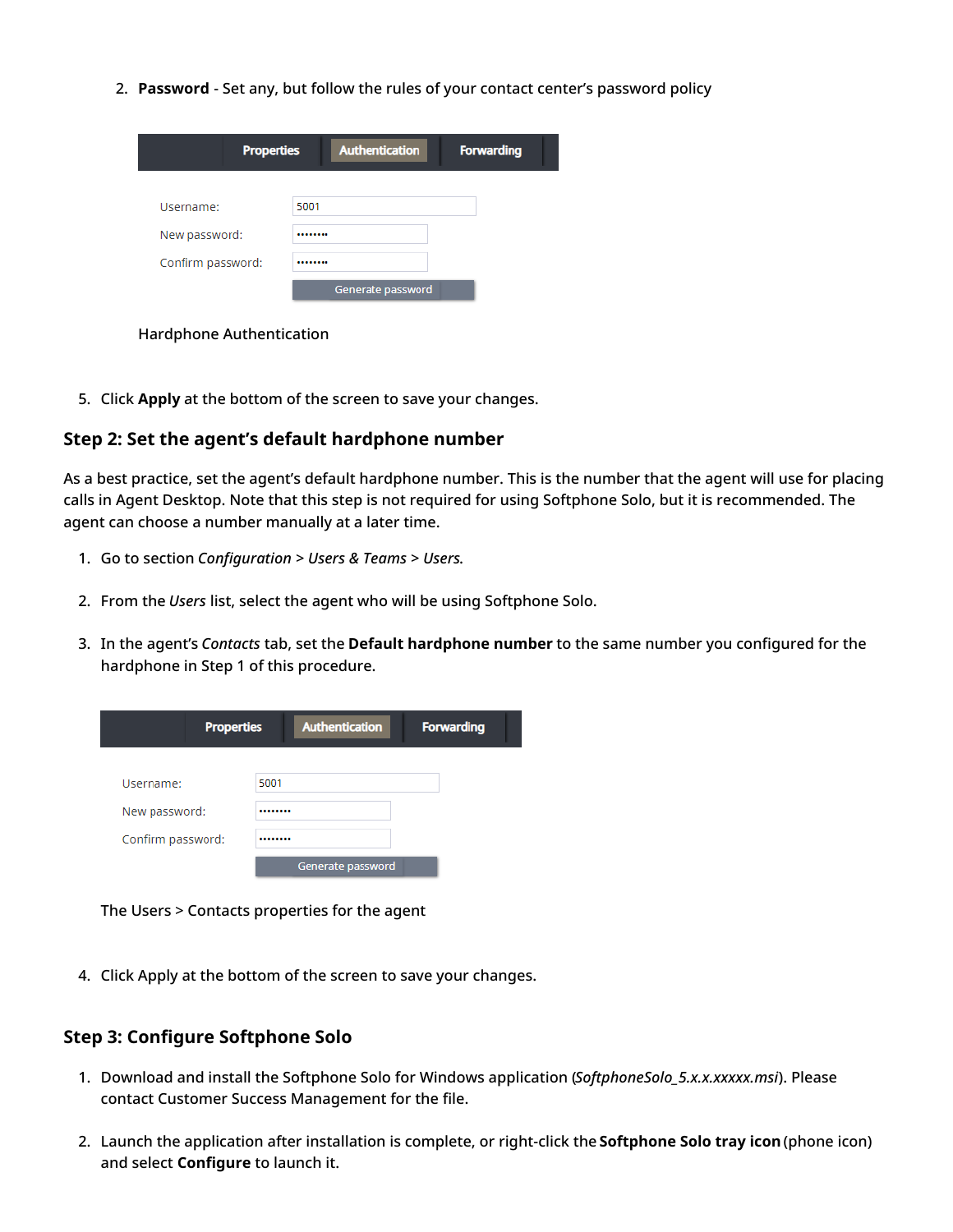2. **Password** - Set any, but follow the rules of your contact center's password policy

Properties | Authentication | Forwarding

Username: 5001

New password: ••••••••

Confirm password: ••••••••

Generate password

Hardphone Authentication

5. Click **Apply** at the bottom of the screen to save your changes.

## Step 2: Set the agent's default hardphone number

As a best practice, set the agent's default hardphone number. This is the number that the agent will use for placing calls in Agent Desktop. Note that this step is not required for using Softphone Solo, but it is recommended. The agent can choose a number manually at a later time.

1. Go to section *Configuration* > *Users & Teams* > *Users.*

2. From the *Users* list, select the agent who will be using Softphone Solo.

3. In the agent's *Contacts* tab, set the **Default hardphone number** to the same number you configured for the hardphone in Step 1 of this procedure.

Properties | Authentication | Forwarding

Username: 5001

New password: ••••••••

Confirm password: ••••••••

Generate password

The Users > Contacts properties for the agent

4. Click Apply at the bottom of the screen to save your changes.

## Step 3: Configure Softphone Solo

1. Download and install the Softphone Solo for Windows application (*SoftphoneSolo_5.x.x.xxxxx.msi*). Please contact Customer Success Management for the file.

2. Launch the application after installation is complete, or right-click the **Softphone Solo tray icon** (phone icon) and select **Configure** to launch it.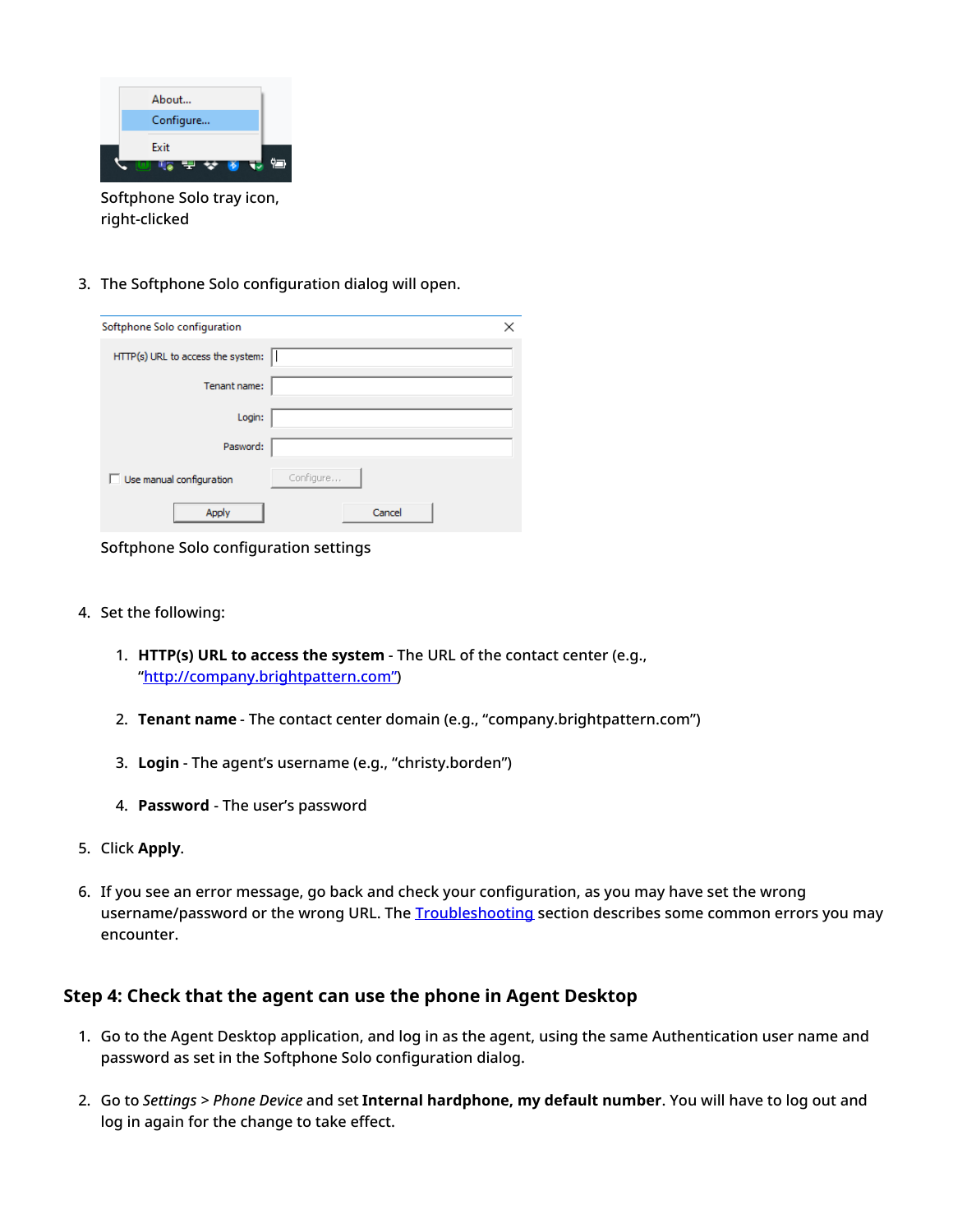Softphone Solo tray icon, right-clicked

3. The Softphone Solo configuration dialog will open.

Softphone Solo configuration settings

4. Set the following:

    1. **HTTP(s) URL to access the system** - The URL of the contact center (e.g., "http://company.brightpattern.com")

    2. **Tenant name** - The contact center domain (e.g., "company.brightpattern.com")

    3. **Login** - The agent's username (e.g., "christy.borden")

    4. **Password** - The user's password

5. Click **Apply**.

6. If you see an error message, go back and check your configuration, as you may have set the wrong username/password or the wrong URL. The Troubleshooting section describes some common errors you may encounter.

### Step 4: Check that the agent can use the phone in Agent Desktop

1. Go to the Agent Desktop application, and log in as the agent, using the same Authentication user name and password as set in the Softphone Solo configuration dialog.

2. Go to *Settings* > *Phone Device* and set **Internal hardphone, my default number**. You will have to log out and log in again for the change to take effect.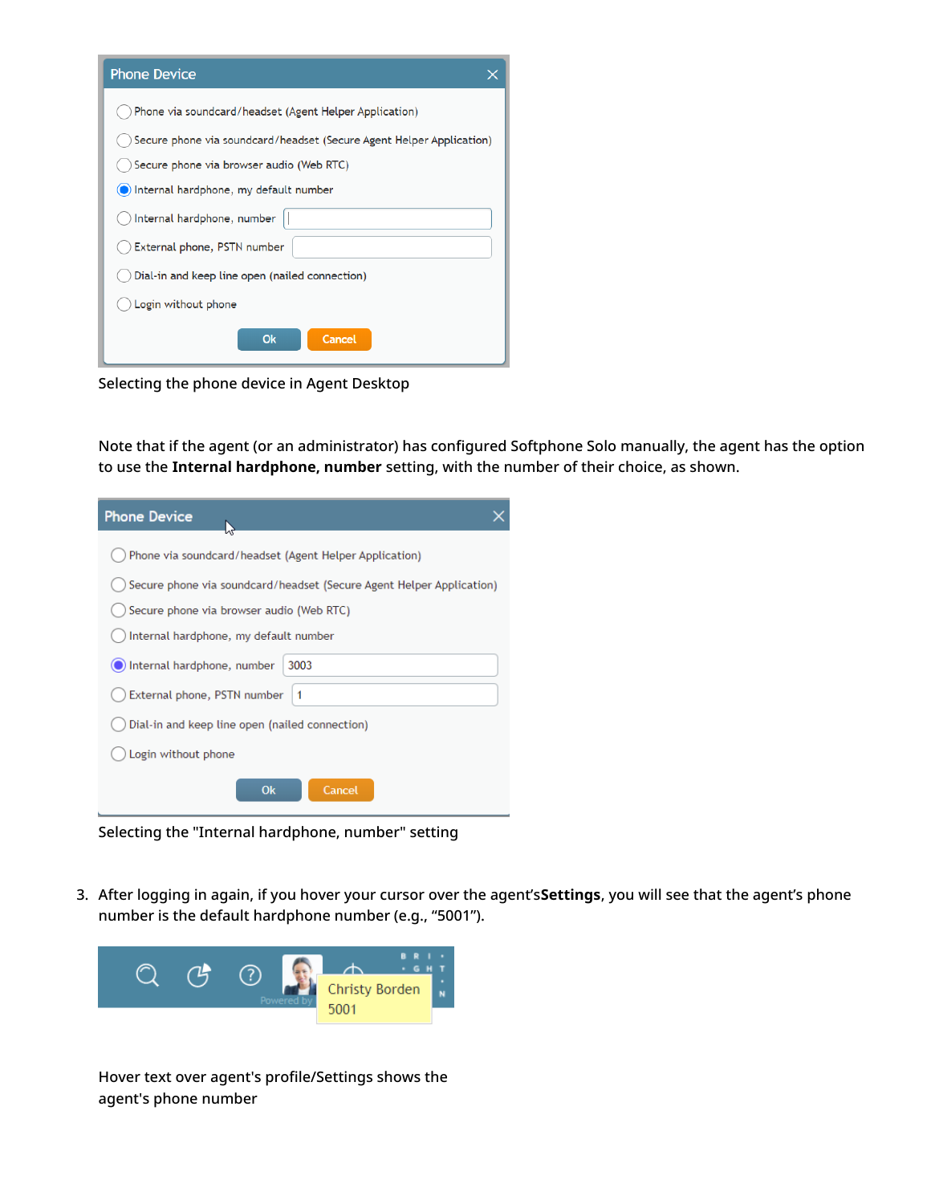Selecting the phone device in Agent Desktop

Note that if the agent (or an administrator) has configured Softphone Solo manually, the agent has the option to use the **Internal hardphone, number** setting, with the number of their choice, as shown.

Selecting the "Internal hardphone, number" setting

3. After logging in again, if you hover your cursor over the agent's **Settings**, you will see that the agent's phone number is the default hardphone number (e.g., "5001").

Hover text over agent's profile/Settings shows the agent's phone number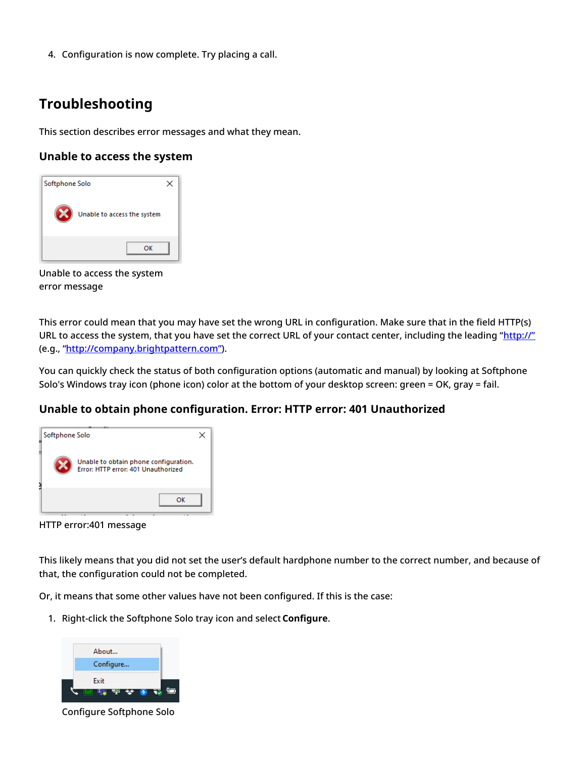4. Configuration is now complete. Try placing a call.

# Troubleshooting

This section describes error messages and what they mean.

## Unable to access the system

Unable to access the system error message

This error could mean that you may have set the wrong URL in configuration. Make sure that in the field HTTP(s) URL to access the system, that you have set the correct URL of your contact center, including the leading "http://" (e.g., "http://company.brightpattern.com").

You can quickly check the status of both configuration options (automatic and manual) by looking at Softphone Solo's Windows tray icon (phone icon) color at the bottom of your desktop screen: green = OK, gray = fail.

## Unable to obtain phone configuration. Error: HTTP error: 401 Unauthorized

HTTP error:401 message

This likely means that you did not set the user's default hardphone number to the correct number, and because of that, the configuration could not be completed.

Or, it means that some other values have not been configured. If this is the case:

1. Right-click the Softphone Solo tray icon and select **Configure**.

   Configure Softphone Solo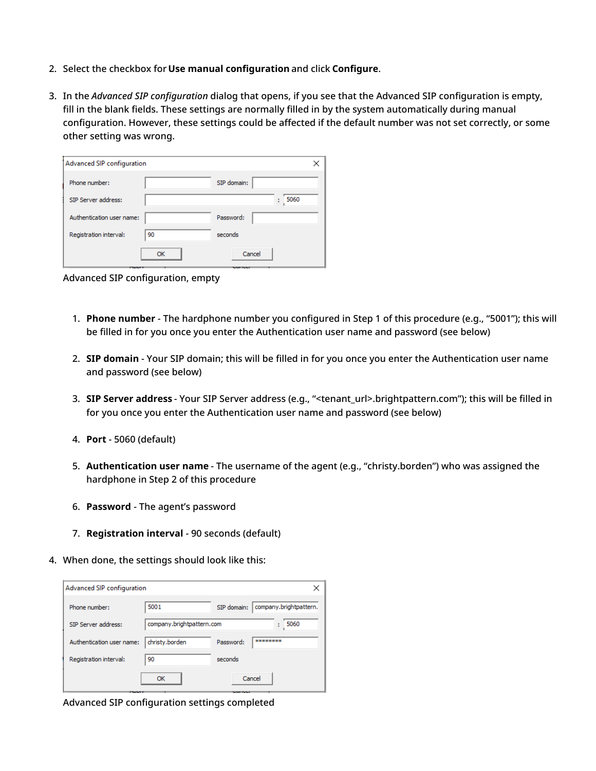2. Select the checkbox for **Use manual configuration** and click **Configure**.

3. In the *Advanced SIP configuration* dialog that opens, if you see that the Advanced SIP configuration is empty, fill in the blank fields. These settings are normally filled in by the system automatically during manual configuration. However, these settings could be affected if the default number was not set correctly, or some other setting was wrong.

   Advanced SIP configuration, empty

   1. **Phone number** - The hardphone number you configured in Step 1 of this procedure (e.g., "5001"); this will be filled in for you once you enter the Authentication user name and password (see below)
   2. **SIP domain** - Your SIP domain; this will be filled in for you once you enter the Authentication user name and password (see below)
   3. **SIP Server address** - Your SIP Server address (e.g., "<tenant_url>.brightpattern.com"); this will be filled in for you once you enter the Authentication user name and password (see below)
   4. **Port** - 5060 (default)
   5. **Authentication user name** - The username of the agent (e.g., "christy.borden") who was assigned the hardphone in Step 2 of this procedure
   6. **Password** - The agent's password
   7. **Registration interval** - 90 seconds (default)

4. When done, the settings should look like this:

   Advanced SIP configuration settings completed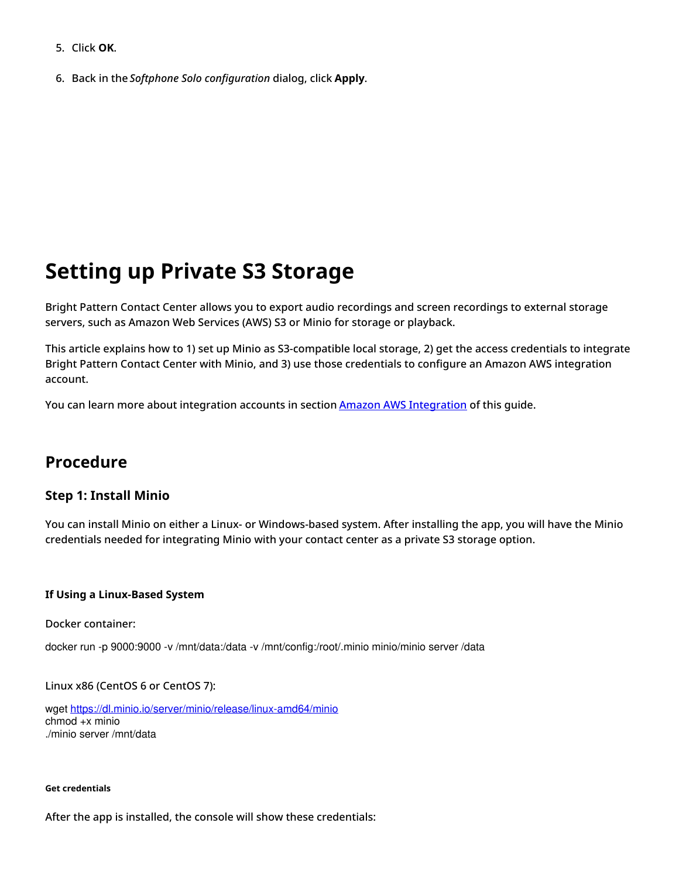5. Click **OK**.

6. Back in the *Softphone Solo configuration* dialog, click **Apply**.

# Setting up Private S3 Storage

Bright Pattern Contact Center allows you to export audio recordings and screen recordings to external storage servers, such as Amazon Web Services (AWS) S3 or Minio for storage or playback.

This article explains how to 1) set up Minio as S3-compatible local storage, 2) get the access credentials to integrate Bright Pattern Contact Center with Minio, and 3) use those credentials to configure an Amazon AWS integration account.

You can learn more about integration accounts in section [Amazon AWS Integration]() of this guide.

## Procedure

### Step 1: Install Minio

You can install Minio on either a Linux- or Windows-based system. After installing the app, you will have the Minio credentials needed for integrating Minio with your contact center as a private S3 storage option.

#### If Using a Linux-Based System

Docker container:

```
docker run -p 9000:9000 -v /mnt/data:/data -v /mnt/config:/root/.minio minio/minio server /data
```

Linux x86 (CentOS 6 or CentOS 7):

```
wget https://dl.minio.io/server/minio/release/linux-amd64/minio
chmod +x minio
./minio server /mnt/data
```

##### Get credentials

After the app is installed, the console will show these credentials: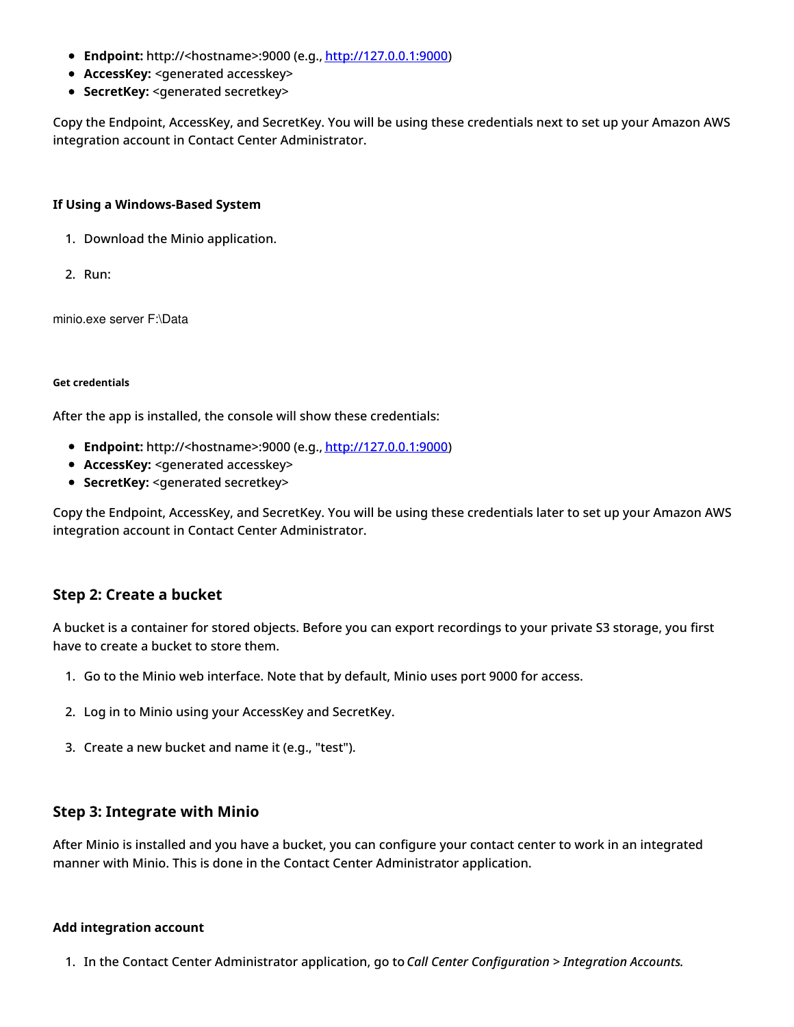- **Endpoint:** http://<hostname>:9000 (e.g., http://127.0.0.1:9000)
- **AccessKey:** <generated accesskey>
- **SecretKey:** <generated secretkey>

Copy the Endpoint, AccessKey, and SecretKey. You will be using these credentials next to set up your Amazon AWS integration account in Contact Center Administrator.

#### If Using a Windows-Based System

1. Download the Minio application.

2. Run:

```
minio.exe server F:\Data
```

##### Get credentials

After the app is installed, the console will show these credentials:

- **Endpoint:** http://<hostname>:9000 (e.g., http://127.0.0.1:9000)
- **AccessKey:** <generated accesskey>
- **SecretKey:** <generated secretkey>

Copy the Endpoint, AccessKey, and SecretKey. You will be using these credentials later to set up your Amazon AWS integration account in Contact Center Administrator.

### Step 2: Create a bucket

A bucket is a container for stored objects. Before you can export recordings to your private S3 storage, you first have to create a bucket to store them.

1. Go to the Minio web interface. Note that by default, Minio uses port 9000 for access.

2. Log in to Minio using your AccessKey and SecretKey.

3. Create a new bucket and name it (e.g., "test").

### Step 3: Integrate with Minio

After Minio is installed and you have a bucket, you can configure your contact center to work in an integrated manner with Minio. This is done in the Contact Center Administrator application.

#### Add integration account

1. In the Contact Center Administrator application, go to *Call Center Configuration* > *Integration Accounts*.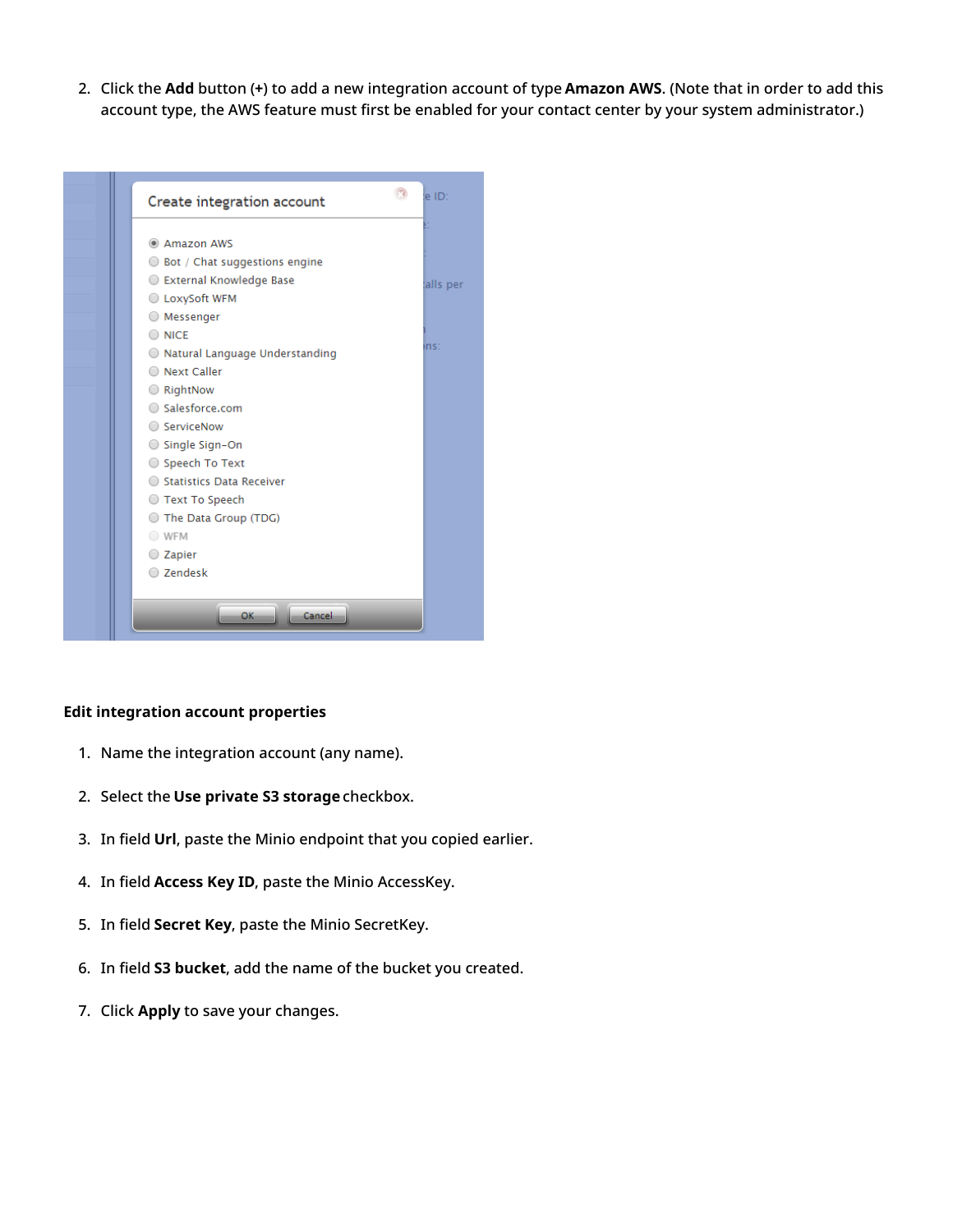2. Click the **Add** button (**+**) to add a new integration account of type **Amazon AWS**. (Note that in order to add this account type, the AWS feature must first be enabled for your contact center by your system administrator.)

### Edit integration account properties

1. Name the integration account (any name).
2. Select the **Use private S3 storage** checkbox.
3. In field **Url**, paste the Minio endpoint that you copied earlier.
4. In field **Access Key ID**, paste the Minio AccessKey.
5. In field **Secret Key**, paste the Minio SecretKey.
6. In field **S3 bucket**, add the name of the bucket you created.
7. Click **Apply** to save your changes.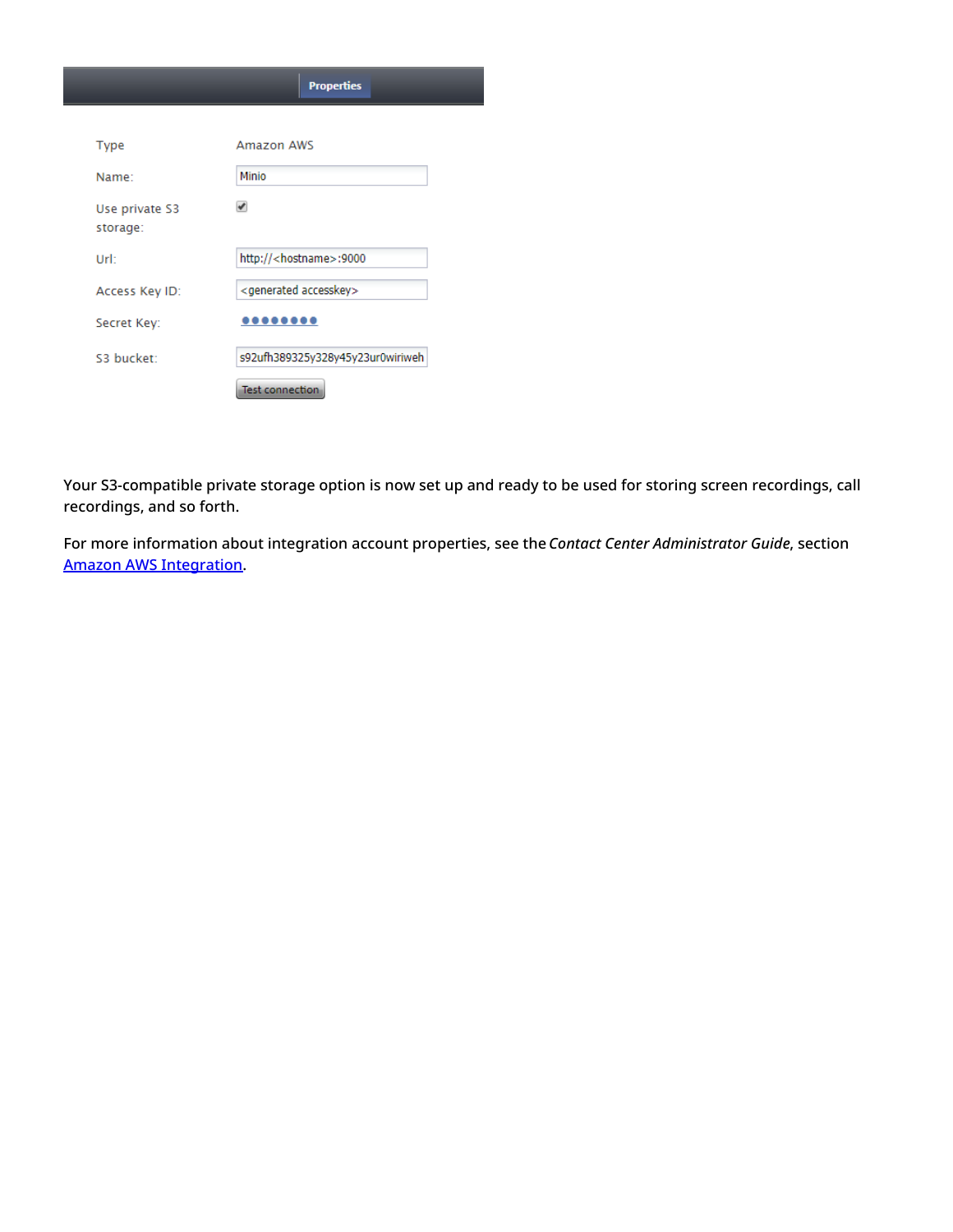Properties

| | |
|---|---|
| Type | Amazon AWS |
| Name: | Minio |
| Use private S3 storage: | ✔ |
| Url: | http://<hostname>:9000 |
| Access Key ID: | <generated accesskey> |
| Secret Key: | •••••••• |
| S3 bucket: | s92ufh389325y328y45y23ur0wiriweh |

Test connection

Your S3-compatible private storage option is now set up and ready to be used for storing screen recordings, call recordings, and so forth.

For more information about integration account properties, see the *Contact Center Administrator Guide*, section Amazon AWS Integration.